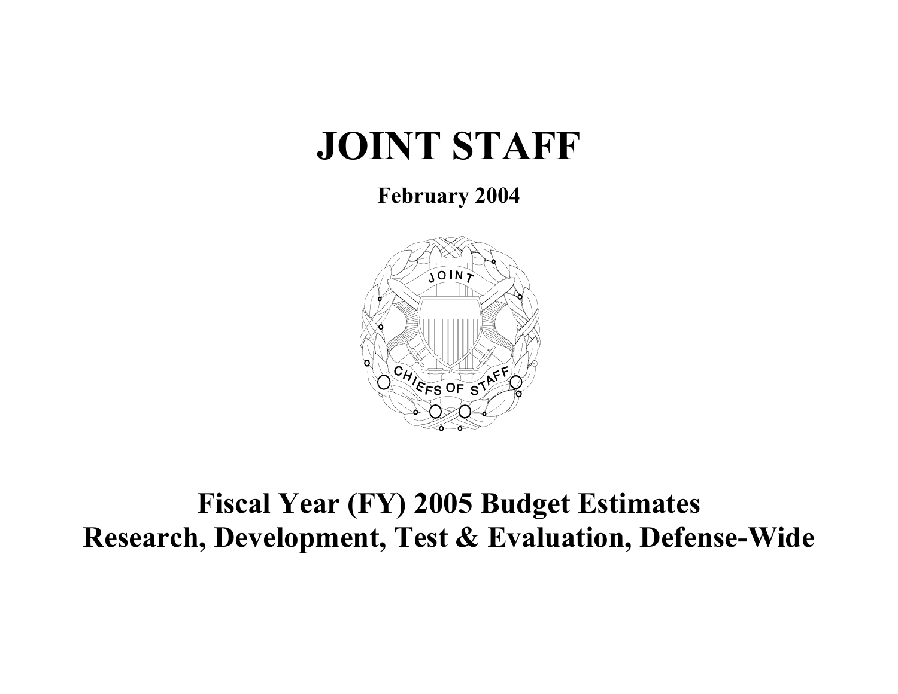# JOINT STAFF

**February 2004**

# Fiscal Year (FY) 2005 Budget Estimates
# Research, Development, Test & Evaluation, Defense-Wide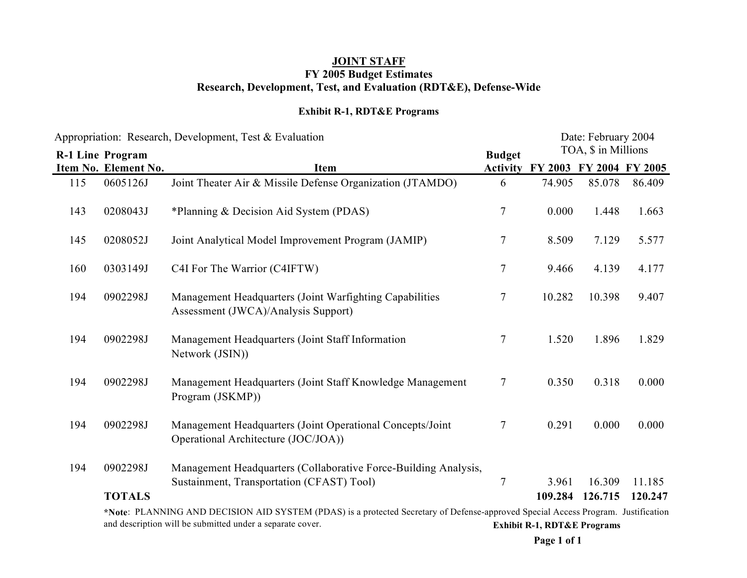**JOINT STAFF**
**FY 2005 Budget Estimates**
**Research, Development, Test, and Evaluation (RDT&E), Defense-Wide**

**Exhibit R-1, RDT&E Programs**

Appropriation: Research, Development, Test & Evaluation

Date: February 2004

TOA, $ in Millions

| R-1 Line Item No. | Program Element No. | Item | Budget Activity | FY 2003 | FY 2004 | FY 2005 |
|---|---|---|---|---|---|---|
| 115 | 0605126J | Joint Theater Air & Missile Defense Organization (JTAMDO) | 6 | 74.905 | 85.078 | 86.409 |
| 143 | 0208043J | *Planning & Decision Aid System (PDAS) | 7 | 0.000 | 1.448 | 1.663 |
| 145 | 0208052J | Joint Analytical Model Improvement Program (JAMIP) | 7 | 8.509 | 7.129 | 5.577 |
| 160 | 0303149J | C4I For The Warrior (C4IFTW) | 7 | 9.466 | 4.139 | 4.177 |
| 194 | 0902298J | Management Headquarters (Joint Warfighting Capabilities Assessment (JWCA)/Analysis Support) | 7 | 10.282 | 10.398 | 9.407 |
| 194 | 0902298J | Management Headquarters (Joint Staff Information Network (JSIN)) | 7 | 1.520 | 1.896 | 1.829 |
| 194 | 0902298J | Management Headquarters (Joint Staff Knowledge Management Program (JSKMP)) | 7 | 0.350 | 0.318 | 0.000 |
| 194 | 0902298J | Management Headquarters (Joint Operational Concepts/Joint Operational Architecture (JOC/JOA)) | 7 | 0.291 | 0.000 | 0.000 |
| 194 | 0902298J | Management Headquarters (Collaborative Force-Building Analysis, Sustainment, Transportation (CFAST) Tool) | 7 | 3.961 | 16.309 | 11.185 |
| | **TOTALS** | | | **109.284** | **126.715** | **120.247** |

***Note**: PLANNING AND DECISION AID SYSTEM (PDAS) is a protected Secretary of Defense-approved Special Access Program. Justification and description will be submitted under a separate cover.

**Exhibit R-1, RDT&E Programs**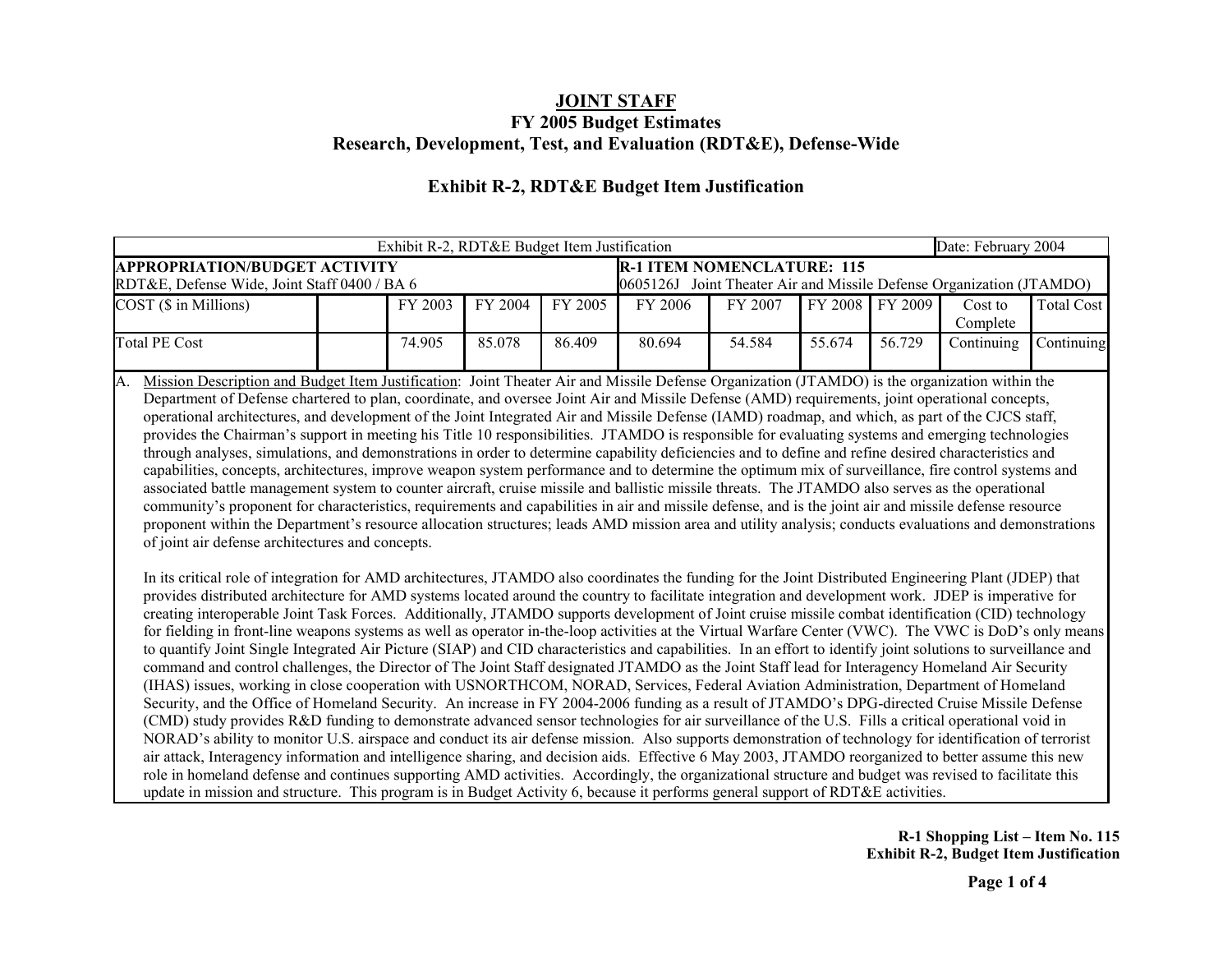# JOINT STAFF

## FY 2005 Budget Estimates

## Research, Development, Test, and Evaluation (RDT&E), Defense-Wide

### Exhibit R-2, RDT&E Budget Item Justification

| Exhibit R-2, RDT&E Budget Item Justification | | | | | | | | | | Date: February 2004 |
|---|---|---|---|---|---|---|---|---|---|---|
| **APPROPRIATION/BUDGET ACTIVITY** RDT&E, Defense Wide, Joint Staff 0400 / BA 6 | | | | | **R-1 ITEM NOMENCLATURE: 115** 0605126J Joint Theater Air and Missile Defense Organization (JTAMDO) | | | | | |
| COST ($ in Millions) | | FY 2003 | FY 2004 | FY 2005 | FY 2006 | FY 2007 | FY 2008 | FY 2009 | Cost to Complete | Total Cost |
| Total PE Cost | | 74.905 | 85.078 | 86.409 | 80.694 | 54.584 | 55.674 | 56.729 | Continuing | Continuing |

A. Mission Description and Budget Item Justification: Joint Theater Air and Missile Defense Organization (JTAMDO) is the organization within the Department of Defense chartered to plan, coordinate, and oversee Joint Air and Missile Defense (AMD) requirements, joint operational concepts, operational architectures, and development of the Joint Integrated Air and Missile Defense (IAMD) roadmap, and which, as part of the CJCS staff, provides the Chairman's support in meeting his Title 10 responsibilities. JTAMDO is responsible for evaluating systems and emerging technologies through analyses, simulations, and demonstrations in order to determine capability deficiencies and to define and refine desired characteristics and capabilities, concepts, architectures, improve weapon system performance and to determine the optimum mix of surveillance, fire control systems and associated battle management system to counter aircraft, cruise missile and ballistic missile threats. The JTAMDO also serves as the operational community's proponent for characteristics, requirements and capabilities in air and missile defense, and is the joint air and missile defense resource proponent within the Department's resource allocation structures; leads AMD mission area and utility analysis; conducts evaluations and demonstrations of joint air defense architectures and concepts.

In its critical role of integration for AMD architectures, JTAMDO also coordinates the funding for the Joint Distributed Engineering Plant (JDEP) that provides distributed architecture for AMD systems located around the country to facilitate integration and development work. JDEP is imperative for creating interoperable Joint Task Forces. Additionally, JTAMDO supports development of Joint cruise missile combat identification (CID) technology for fielding in front-line weapons systems as well as operator in-the-loop activities at the Virtual Warfare Center (VWC). The VWC is DoD's only means to quantify Joint Single Integrated Air Picture (SIAP) and CID characteristics and capabilities. In an effort to identify joint solutions to surveillance and command and control challenges, the Director of The Joint Staff designated JTAMDO as the Joint Staff lead for Interagency Homeland Air Security (IHAS) issues, working in close cooperation with USNORTHCOM, NORAD, Services, Federal Aviation Administration, Department of Homeland Security, and the Office of Homeland Security. An increase in FY 2004-2006 funding as a result of JTAMDO's DPG-directed Cruise Missile Defense (CMD) study provides R&D funding to demonstrate advanced sensor technologies for air surveillance of the U.S. Fills a critical operational void in NORAD's ability to monitor U.S. airspace and conduct its air defense mission. Also supports demonstration of technology for identification of terrorist air attack, Interagency information and intelligence sharing, and decision aids. Effective 6 May 2003, JTAMDO reorganized to better assume this new role in homeland defense and continues supporting AMD activities. Accordingly, the organizational structure and budget was revised to facilitate this update in mission and structure. This program is in Budget Activity 6, because it performs general support of RDT&E activities.

**R-1 Shopping List – Item No. 115**
**Exhibit R-2, Budget Item Justification**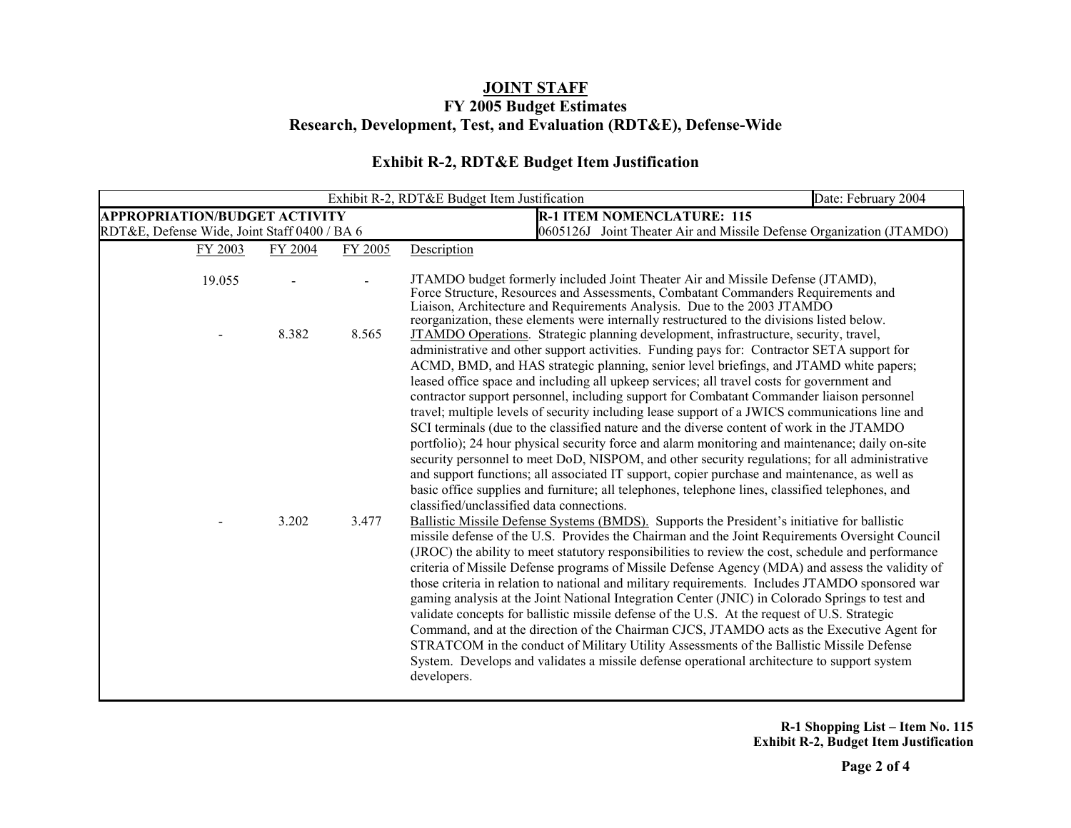**JOINT STAFF**

**FY 2005 Budget Estimates**

**Research, Development, Test, and Evaluation (RDT&E), Defense-Wide**

**Exhibit R-2, RDT&E Budget Item Justification**

| Exhibit R-2, RDT&E Budget Item Justification | | | | Date: February 2004 |
|---|---|---|---|---|
| **APPROPRIATION/BUDGET ACTIVITY** RDT&E, Defense Wide, Joint Staff 0400 / BA 6 | | | | **R-1 ITEM NOMENCLATURE: 115** 0605126J Joint Theater Air and Missile Defense Organization (JTAMDO) |

| FY 2003 | FY 2004 | FY 2005 | Description |
|---|---|---|---|
| 19.055 | - | - | JTAMDO budget formerly included Joint Theater Air and Missile Defense (JTAMD), Force Structure, Resources and Assessments, Combatant Commanders Requirements and Liaison, Architecture and Requirements Analysis. Due to the 2003 JTAMDO reorganization, these elements were internally restructured to the divisions listed below. |
| - | 8.382 | 8.565 | JTAMDO Operations. Strategic planning development, infrastructure, security, travel, administrative and other support activities. Funding pays for: Contractor SETA support for ACMD, BMD, and HAS strategic planning, senior level briefings, and JTAMD white papers; leased office space and including all upkeep services; all travel costs for government and contractor support personnel, including support for Combatant Commander liaison personnel travel; multiple levels of security including lease support of a JWICS communications line and SCI terminals (due to the classified nature and the diverse content of work in the JTAMDO portfolio); 24 hour physical security force and alarm monitoring and maintenance; daily on-site security personnel to meet DoD, NISPOM, and other security regulations; for all administrative and support functions; all associated IT support, copier purchase and maintenance, as well as basic office supplies and furniture; all telephones, telephone lines, classified telephones, and classified/unclassified data connections. |
| - | 3.202 | 3.477 | Ballistic Missile Defense Systems (BMDS). Supports the President's initiative for ballistic missile defense of the U.S. Provides the Chairman and the Joint Requirements Oversight Council (JROC) the ability to meet statutory responsibilities to review the cost, schedule and performance criteria of Missile Defense programs of Missile Defense Agency (MDA) and assess the validity of those criteria in relation to national and military requirements. Includes JTAMDO sponsored war gaming analysis at the Joint National Integration Center (JNIC) in Colorado Springs to test and validate concepts for ballistic missile defense of the U.S. At the request of U.S. Strategic Command, and at the direction of the Chairman CJCS, JTAMDO acts as the Executive Agent for STRATCOM in the conduct of Military Utility Assessments of the Ballistic Missile Defense System. Develops and validates a missile defense operational architecture to support system developers. |

**R-1 Shopping List – Item No. 115**
**Exhibit R-2, Budget Item Justification**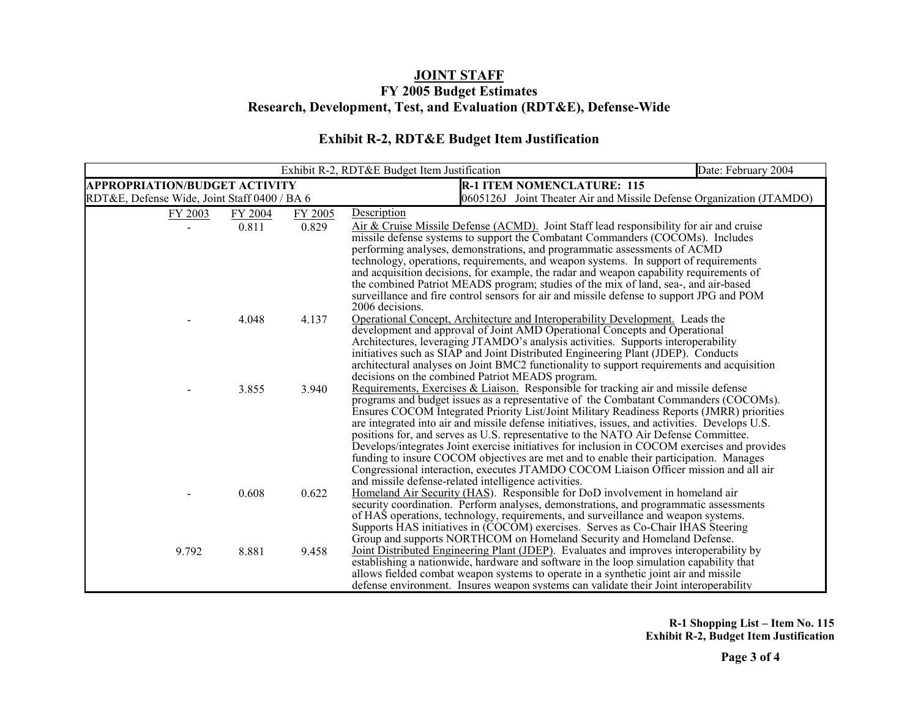# JOINT STAFF

## FY 2005 Budget Estimates

## Research, Development, Test, and Evaluation (RDT&E), Defense-Wide

### Exhibit R-2, RDT&E Budget Item Justification

| Exhibit R-2, RDT&E Budget Item Justification | | | | Date: February 2004 |
|---|---|---|---|---|
| **APPROPRIATION/BUDGET ACTIVITY** RDT&E, Defense Wide, Joint Staff 0400 / BA 6 | | | **R-1 ITEM NOMENCLATURE: 115** 0605126J Joint Theater Air and Missile Defense Organization (JTAMDO) | |
| FY 2003 | FY 2004 | FY 2005 | Description | |
| - | 0.811 | 0.829 | Air & Cruise Missile Defense (ACMD). Joint Staff lead responsibility for air and cruise missile defense systems to support the Combatant Commanders (COCOMs). Includes performing analyses, demonstrations, and programmatic assessments of ACMD technology, operations, requirements, and weapon systems. In support of requirements and acquisition decisions, for example, the radar and weapon capability requirements of the combined Patriot MEADS program; studies of the mix of land, sea-, and air-based surveillance and fire control sensors for air and missile defense to support JPG and POM 2006 decisions. | |
| - | 4.048 | 4.137 | Operational Concept, Architecture and Interoperability Development. Leads the development and approval of Joint AMD Operational Concepts and Operational Architectures, leveraging JTAMDO's analysis activities. Supports interoperability initiatives such as SIAP and Joint Distributed Engineering Plant (JDEP). Conducts architectural analyses on Joint BMC2 functionality to support requirements and acquisition decisions on the combined Patriot MEADS program. | |
| - | 3.855 | 3.940 | Requirements, Exercises & Liaison. Responsible for tracking air and missile defense programs and budget issues as a representative of the Combatant Commanders (COCOMs). Ensures COCOM Integrated Priority List/Joint Military Readiness Reports (JMRR) priorities are integrated into air and missile defense initiatives, issues, and activities. Develops U.S. positions for, and serves as U.S. representative to the NATO Air Defense Committee. Develops/integrates Joint exercise initiatives for inclusion in COCOM exercises and provides funding to insure COCOM objectives are met and to enable their participation. Manages Congressional interaction, executes JTAMDO COCOM Liaison Officer mission and all air and missile defense-related intelligence activities. | |
| - | 0.608 | 0.622 | Homeland Air Security (HAS). Responsible for DoD involvement in homeland air security coordination. Perform analyses, demonstrations, and programmatic assessments of HAS operations, technology, requirements, and surveillance and weapon systems. Supports HAS initiatives in (COCOM) exercises. Serves as Co-Chair IHAS Steering Group and supports NORTHCOM on Homeland Security and Homeland Defense. | |
| 9.792 | 8.881 | 9.458 | Joint Distributed Engineering Plant (JDEP). Evaluates and improves interoperability by establishing a nationwide, hardware and software in the loop simulation capability that allows fielded combat weapon systems to operate in a synthetic joint air and missile defense environment. Insures weapon systems can validate their Joint interoperability | |

**R-1 Shopping List – Item No. 115**
**Exhibit R-2, Budget Item Justification**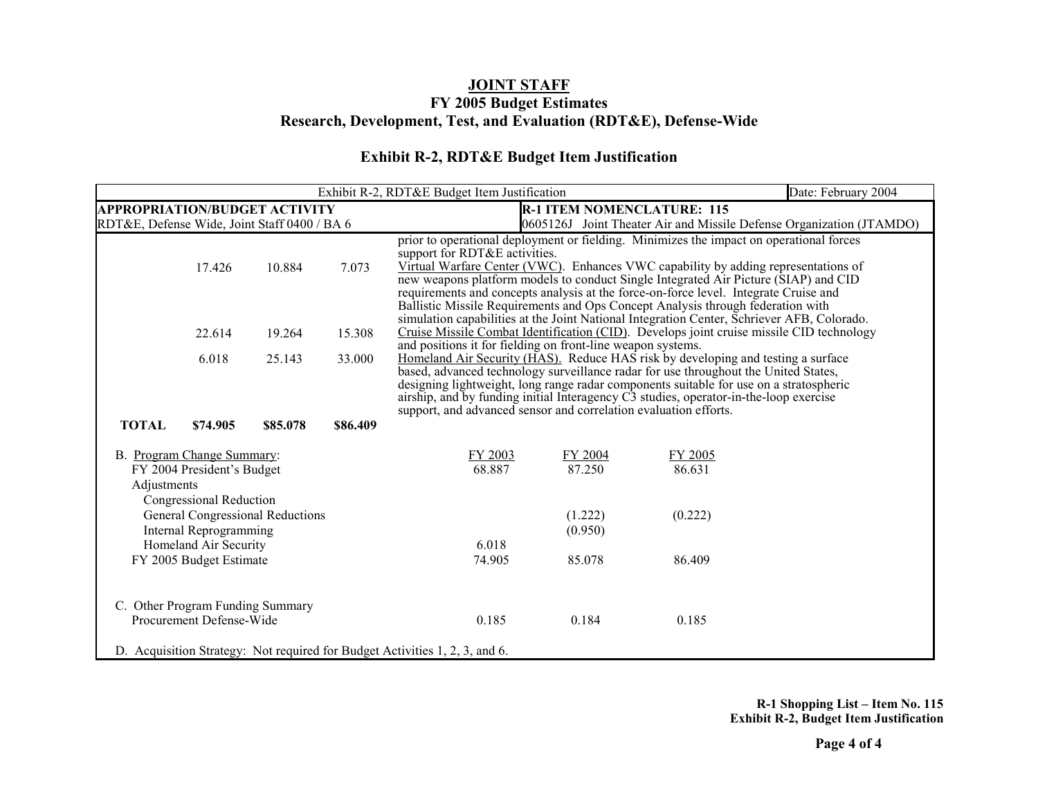**JOINT STAFF**
**FY 2005 Budget Estimates**
**Research, Development, Test, and Evaluation (RDT&E), Defense-Wide**

## Exhibit R-2, RDT&E Budget Item Justification

| Exhibit R-2, RDT&E Budget Item Justification | Date: February 2004 |
|---|---|
| **APPROPRIATION/BUDGET ACTIVITY** RDT&E, Defense Wide, Joint Staff 0400 / BA 6 | **R-1 ITEM NOMENCLATURE: 115** 0605126J Joint Theater Air and Missile Defense Organization (JTAMDO) |

| | | | | |
|---|---|---|---|---|
| | | | | prior to operational deployment or fielding. Minimizes the impact on operational forces support for RDT&E activities. |
| | 17.426 | 10.884 | 7.073 | Virtual Warfare Center (VWC). Enhances VWC capability by adding representations of new weapons platform models to conduct Single Integrated Air Picture (SIAP) and CID requirements and concepts analysis at the force-on-force level. Integrate Cruise and Ballistic Missile Requirements and Ops Concept Analysis through federation with simulation capabilities at the Joint National Integration Center, Schriever AFB, Colorado. |
| | 22.614 | 19.264 | 15.308 | Cruise Missile Combat Identification (CID). Develops joint cruise missile CID technology and positions it for fielding on front-line weapon systems. |
| | 6.018 | 25.143 | 33.000 | Homeland Air Security (HAS). Reduce HAS risk by developing and testing a surface based, advanced technology surveillance radar for use throughout the United States, designing lightweight, long range radar components suitable for use on a stratospheric airship, and by funding initial Interagency C3 studies, operator-in-the-loop exercise support, and advanced sensor and correlation evaluation efforts. |
| **TOTAL** | **$74.905** | **$85.078** | **$86.409** | |

B. Program Change Summary:

| | FY 2003 | FY 2004 | FY 2005 |
|---|---|---|---|
| FY 2004 President's Budget | 68.887 | 87.250 | 86.631 |
| Adjustments | | | |
| Congressional Reduction | | | |
| General Congressional Reductions | | (1.222) | (0.222) |
| Internal Reprogramming | | (0.950) | |
| Homeland Air Security | 6.018 | | |
| FY 2005 Budget Estimate | 74.905 | 85.078 | 86.409 |

C. Other Program Funding Summary

| | FY 2003 | FY 2004 | FY 2005 |
|---|---|---|---|
| Procurement Defense-Wide | 0.185 | 0.184 | 0.185 |

D. Acquisition Strategy: Not required for Budget Activities 1, 2, 3, and 6.

**R-1 Shopping List – Item No. 115**
**Exhibit R-2, Budget Item Justification**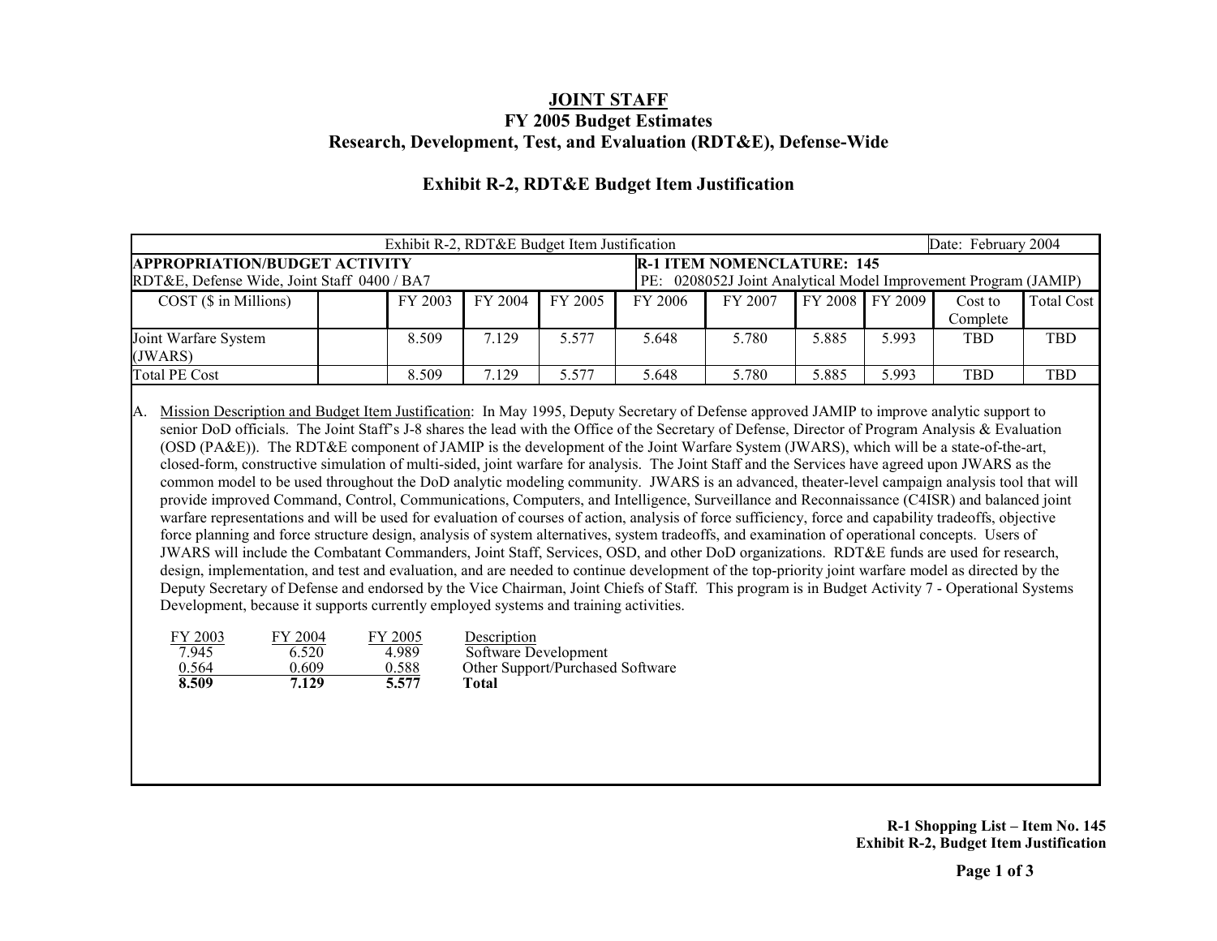# JOINT STAFF

## FY 2005 Budget Estimates

## Research, Development, Test, and Evaluation (RDT&E), Defense-Wide

### Exhibit R-2, RDT&E Budget Item Justification

| Exhibit R-2, RDT&E Budget Item Justification | | | | | | | | | Date: February 2004 | |
|---|---|---|---|---|---|---|---|---|---|---|
| **APPROPRIATION/BUDGET ACTIVITY** RDT&E, Defense Wide, Joint Staff 0400 / BA7 | | | | | **R-1 ITEM NOMENCLATURE: 145** PE: 0208052J Joint Analytical Model Improvement Program (JAMIP) | | | | | |
| COST ($ in Millions) | | FY 2003 | FY 2004 | FY 2005 | FY 2006 | FY 2007 | FY 2008 | FY 2009 | Cost to Complete | Total Cost |
| Joint Warfare System (JWARS) | | 8.509 | 7.129 | 5.577 | 5.648 | 5.780 | 5.885 | 5.993 | TBD | TBD |
| Total PE Cost | | 8.509 | 7.129 | 5.577 | 5.648 | 5.780 | 5.885 | 5.993 | TBD | TBD |

A. Mission Description and Budget Item Justification: In May 1995, Deputy Secretary of Defense approved JAMIP to improve analytic support to senior DoD officials. The Joint Staff's J-8 shares the lead with the Office of the Secretary of Defense, Director of Program Analysis & Evaluation (OSD (PA&E)). The RDT&E component of JAMIP is the development of the Joint Warfare System (JWARS), which will be a state-of-the-art, closed-form, constructive simulation of multi-sided, joint warfare for analysis. The Joint Staff and the Services have agreed upon JWARS as the common model to be used throughout the DoD analytic modeling community. JWARS is an advanced, theater-level campaign analysis tool that will provide improved Command, Control, Communications, Computers, and Intelligence, Surveillance and Reconnaissance (C4ISR) and balanced joint warfare representations and will be used for evaluation of courses of action, analysis of force sufficiency, force and capability tradeoffs, objective force planning and force structure design, analysis of system alternatives, system tradeoffs, and examination of operational concepts. Users of JWARS will include the Combatant Commanders, Joint Staff, Services, OSD, and other DoD organizations. RDT&E funds are used for research, design, implementation, and test and evaluation, and are needed to continue development of the top-priority joint warfare model as directed by the Deputy Secretary of Defense and endorsed by the Vice Chairman, Joint Chiefs of Staff. This program is in Budget Activity 7 - Operational Systems Development, because it supports currently employed systems and training activities.

| FY 2003 | FY 2004 | FY 2005 | Description |
|---|---|---|---|
| 7.945 | 6.520 | 4.989 | Software Development |
| 0.564 | 0.609 | 0.588 | Other Support/Purchased Software |
| **8.509** | **7.129** | **5.577** | **Total** |

**R-1 Shopping List – Item No. 145**
**Exhibit R-2, Budget Item Justification**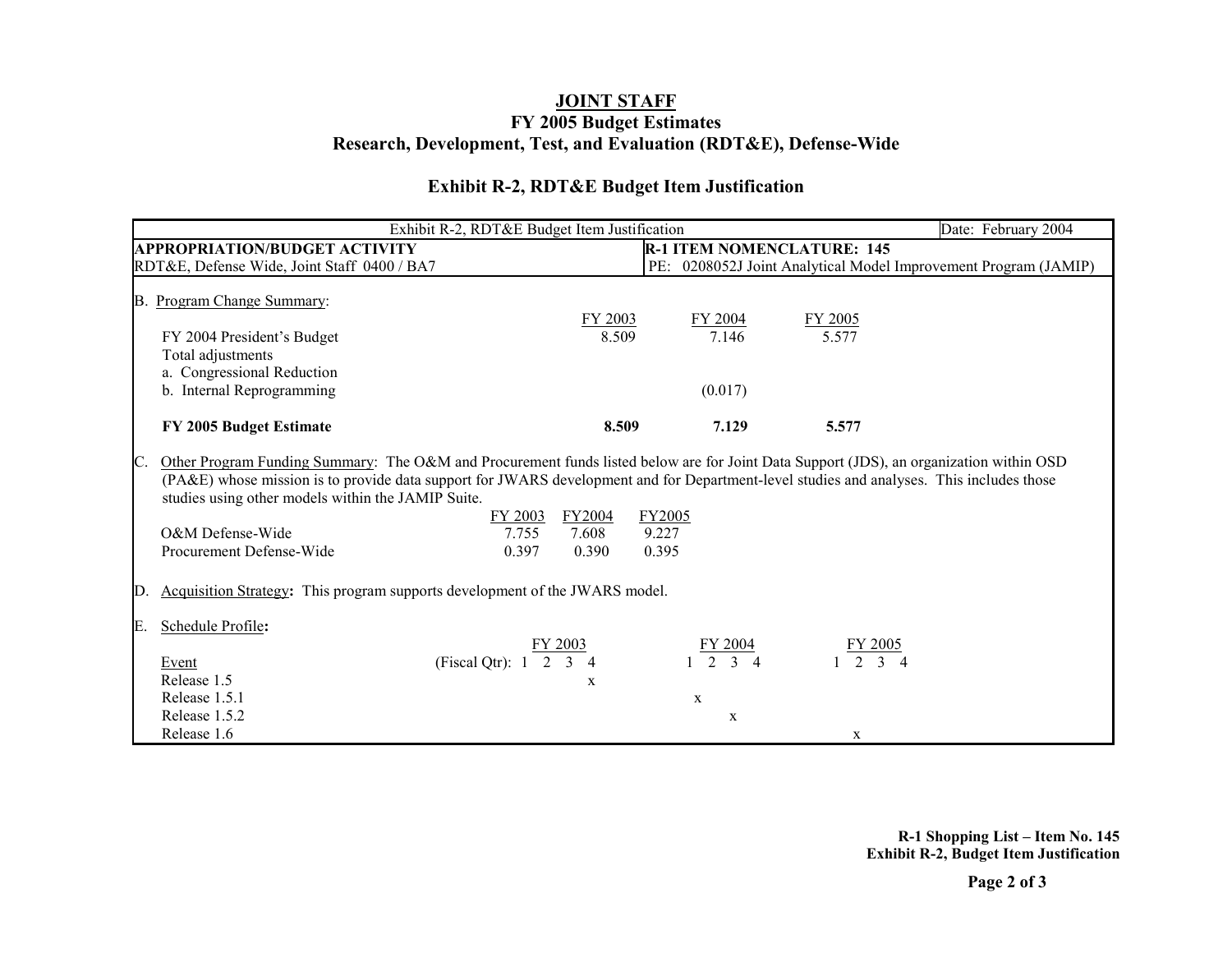# JOINT STAFF
## FY 2005 Budget Estimates
## Research, Development, Test, and Evaluation (RDT&E), Defense-Wide

### Exhibit R-2, RDT&E Budget Item Justification

| Exhibit R-2, RDT&E Budget Item Justification | Date: February 2004 |
|---|---|
| **APPROPRIATION/BUDGET ACTIVITY**<br>RDT&E, Defense Wide, Joint Staff 0400 / BA7 | **R-1 ITEM NOMENCLATURE: 145**<br>PE: 0208052J Joint Analytical Model Improvement Program (JAMIP) |

B. Program Change Summary:

| | FY 2003 | FY 2004 | FY 2005 |
|---|---|---|---|
| FY 2004 President's Budget | 8.509 | 7.146 | 5.577 |
| Total adjustments | | | |
| a. Congressional Reduction | | | |
| b. Internal Reprogramming | | (0.017) | |
| **FY 2005 Budget Estimate** | **8.509** | **7.129** | **5.577** |

C. Other Program Funding Summary: The O&M and Procurement funds listed below are for Joint Data Support (JDS), an organization within OSD (PA&E) whose mission is to provide data support for JWARS development and for Department-level studies and analyses. This includes those studies using other models within the JAMIP Suite.

| | FY 2003 | FY2004 | FY2005 |
|---|---|---|---|
| O&M Defense-Wide | 7.755 | 7.608 | 9.227 |
| Procurement Defense-Wide | 0.397 | 0.390 | 0.395 |

D. Acquisition Strategy**:** This program supports development of the JWARS model.

E. Schedule Profile**:**

| | FY 2003 | | | | FY 2004 | | | | FY 2005 | | | |
|---|---|---|---|---|---|---|---|---|---|---|---|---|
| Event (Fiscal Qtr): | 1 | 2 | 3 | 4 | 1 | 2 | 3 | 4 | 1 | 2 | 3 | 4 |
| Release 1.5 | | | | x | | | | | | | | |
| Release 1.5.1 | | | | | | x | | | | | | |
| Release 1.5.2 | | | | | | | x | | | | | |
| Release 1.6 | | | | | | | | | | x | | |

**R-1 Shopping List – Item No. 145**
**Exhibit R-2, Budget Item Justification**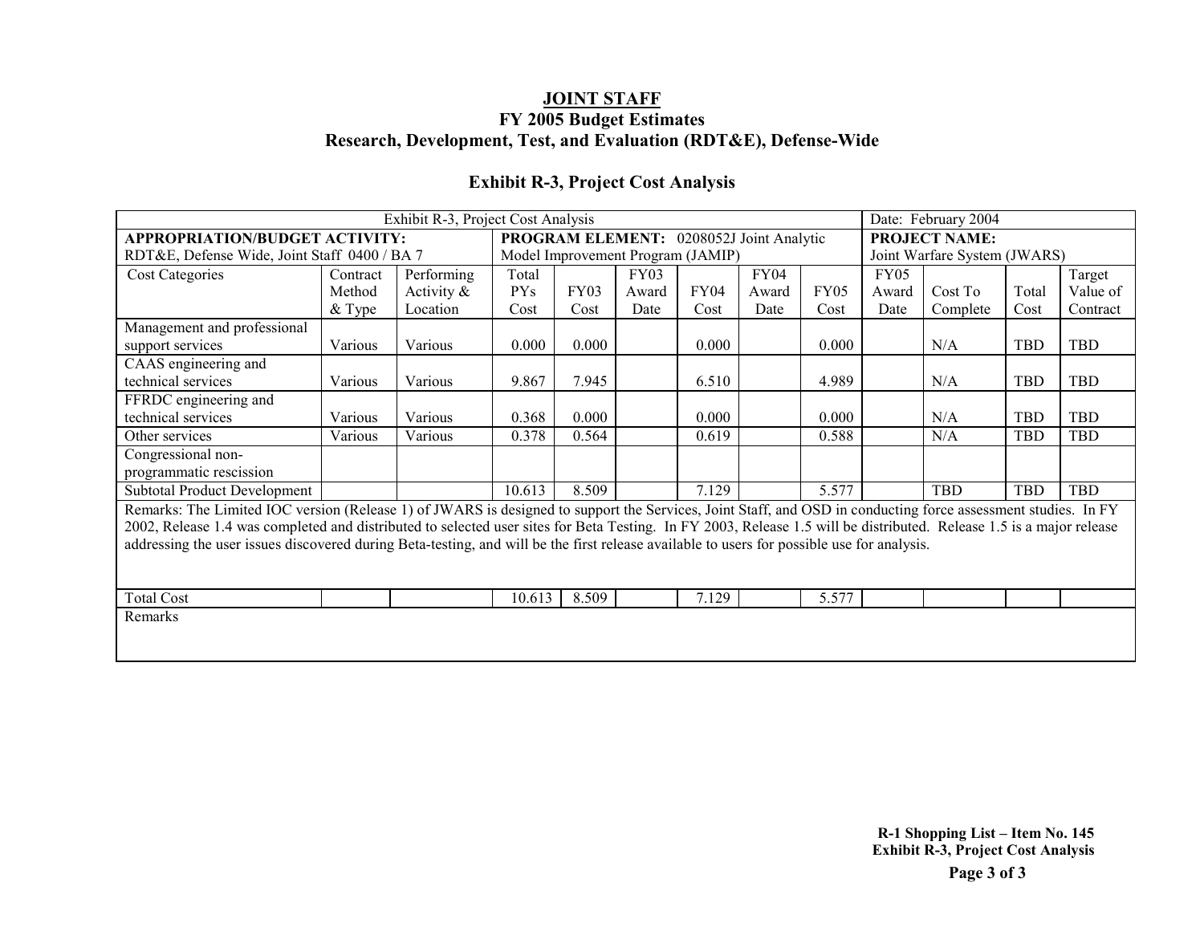# JOINT STAFF

## FY 2005 Budget Estimates

## Research, Development, Test, and Evaluation (RDT&E), Defense-Wide

### Exhibit R-3, Project Cost Analysis

| Exhibit R-3, Project Cost Analysis | | | | | | | | | | Date: February 2004 | | | |
|---|---|---|---|---|---|---|---|---|---|---|---|---|---|
| **APPROPRIATION/BUDGET ACTIVITY:** RDT&E, Defense Wide, Joint Staff 0400 / BA 7 | | | **PROGRAM ELEMENT:** 0208052J Joint Analytic Model Improvement Program (JAMIP) | | | | | | | **PROJECT NAME:** Joint Warfare System (JWARS) | | | |
| Cost Categories | Contract Method & Type | Performing Activity & Location | Total PYs Cost | FY03 Cost | FY03 Award Date | FY04 Cost | FY04 Award Date | FY05 Cost | FY05 Award Date | Cost To Complete | Total Cost | Target Value of Contract |
| Management and professional support services | Various | Various | 0.000 | 0.000 | | 0.000 | | 0.000 | | N/A | TBD | TBD |
| CAAS engineering and technical services | Various | Various | 9.867 | 7.945 | | 6.510 | | 4.989 | | N/A | TBD | TBD |
| FFRDC engineering and technical services | Various | Various | 0.368 | 0.000 | | 0.000 | | 0.000 | | N/A | TBD | TBD |
| Other services | Various | Various | 0.378 | 0.564 | | 0.619 | | 0.588 | | N/A | TBD | TBD |
| Congressional non-programmatic rescission | | | | | | | | | | | | |
| Subtotal Product Development | | | 10.613 | 8.509 | | 7.129 | | 5.577 | | TBD | TBD | TBD |
| Remarks: The Limited IOC version (Release 1) of JWARS is designed to support the Services, Joint Staff, and OSD in conducting force assessment studies. In FY 2002, Release 1.4 was completed and distributed to selected user sites for Beta Testing. In FY 2003, Release 1.5 will be distributed. Release 1.5 is a major release addressing the user issues discovered during Beta-testing, and will be the first release available to users for possible use for analysis. | | | | | | | | | | | | |
| Total Cost | | | 10.613 | 8.509 | | 7.129 | | 5.577 | | | | |
| Remarks | | | | | | | | | | | | |

**R-1 Shopping List – Item No. 145**
**Exhibit R-3, Project Cost Analysis**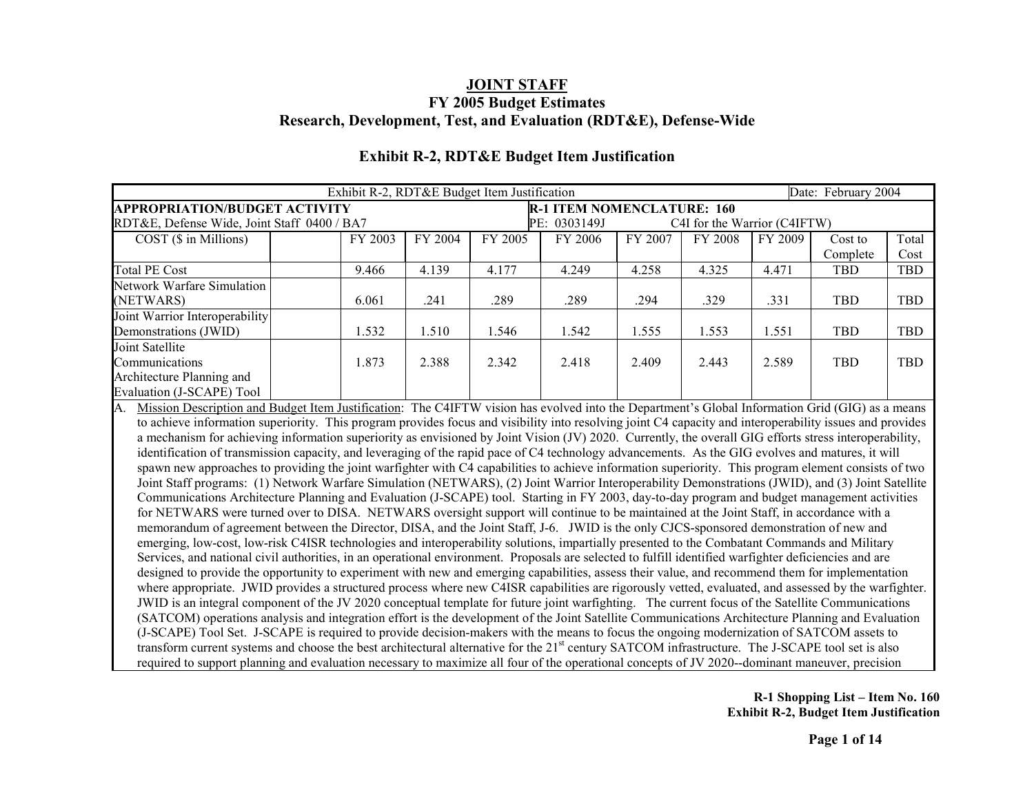# JOINT STAFF

## FY 2005 Budget Estimates

## Research, Development, Test, and Evaluation (RDT&E), Defense-Wide

### Exhibit R-2, RDT&E Budget Item Justification

| Exhibit R-2, RDT&E Budget Item Justification | | | | | | | | | Date: February 2004 | |
|---|---|---|---|---|---|---|---|---|---|---|
| **APPROPRIATION/BUDGET ACTIVITY** RDT&E, Defense Wide, Joint Staff 0400 / BA7 | | | | | **R-1 ITEM NOMENCLATURE: 160** PE: 0303149J C4I for the Warrior (C4IFTW) | | | | | |
| COST ($ in Millions) | | FY 2003 | FY 2004 | FY 2005 | FY 2006 | FY 2007 | FY 2008 | FY 2009 | Cost to Complete | Total Cost |
| Total PE Cost | | 9.466 | 4.139 | 4.177 | 4.249 | 4.258 | 4.325 | 4.471 | TBD | TBD |
| Network Warfare Simulation (NETWARS) | | 6.061 | .241 | .289 | .289 | .294 | .329 | .331 | TBD | TBD |
| Joint Warrior Interoperability Demonstrations (JWID) | | 1.532 | 1.510 | 1.546 | 1.542 | 1.555 | 1.553 | 1.551 | TBD | TBD |
| Joint Satellite Communications Architecture Planning and Evaluation (J-SCAPE) Tool | | 1.873 | 2.388 | 2.342 | 2.418 | 2.409 | 2.443 | 2.589 | TBD | TBD |

A. Mission Description and Budget Item Justification: The C4IFTW vision has evolved into the Department's Global Information Grid (GIG) as a means to achieve information superiority. This program provides focus and visibility into resolving joint C4 capacity and interoperability issues and provides a mechanism for achieving information superiority as envisioned by Joint Vision (JV) 2020. Currently, the overall GIG efforts stress interoperability, identification of transmission capacity, and leveraging of the rapid pace of C4 technology advancements. As the GIG evolves and matures, it will spawn new approaches to providing the joint warfighter with C4 capabilities to achieve information superiority. This program element consists of two Joint Staff programs: (1) Network Warfare Simulation (NETWARS), (2) Joint Warrior Interoperability Demonstrations (JWID), and (3) Joint Satellite Communications Architecture Planning and Evaluation (J-SCAPE) tool. Starting in FY 2003, day-to-day program and budget management activities for NETWARS were turned over to DISA. NETWARS oversight support will continue to be maintained at the Joint Staff, in accordance with a memorandum of agreement between the Director, DISA, and the Joint Staff, J-6. JWID is the only CJCS-sponsored demonstration of new and emerging, low-cost, low-risk C4ISR technologies and interoperability solutions, impartially presented to the Combatant Commands and Military Services, and national civil authorities, in an operational environment. Proposals are selected to fulfill identified warfighter deficiencies and are designed to provide the opportunity to experiment with new and emerging capabilities, assess their value, and recommend them for implementation where appropriate. JWID provides a structured process where new C4ISR capabilities are rigorously vetted, evaluated, and assessed by the warfighter. JWID is an integral component of the JV 2020 conceptual template for future joint warfighting. The current focus of the Satellite Communications (SATCOM) operations analysis and integration effort is the development of the Joint Satellite Communications Architecture Planning and Evaluation (J-SCAPE) Tool Set. J-SCAPE is required to provide decision-makers with the means to focus the ongoing modernization of SATCOM assets to transform current systems and choose the best architectural alternative for the 21st century SATCOM infrastructure. The J-SCAPE tool set is also required to support planning and evaluation necessary to maximize all four of the operational concepts of JV 2020--dominant maneuver, precision

R-1 Shopping List – Item No. 160
Exhibit R-2, Budget Item Justification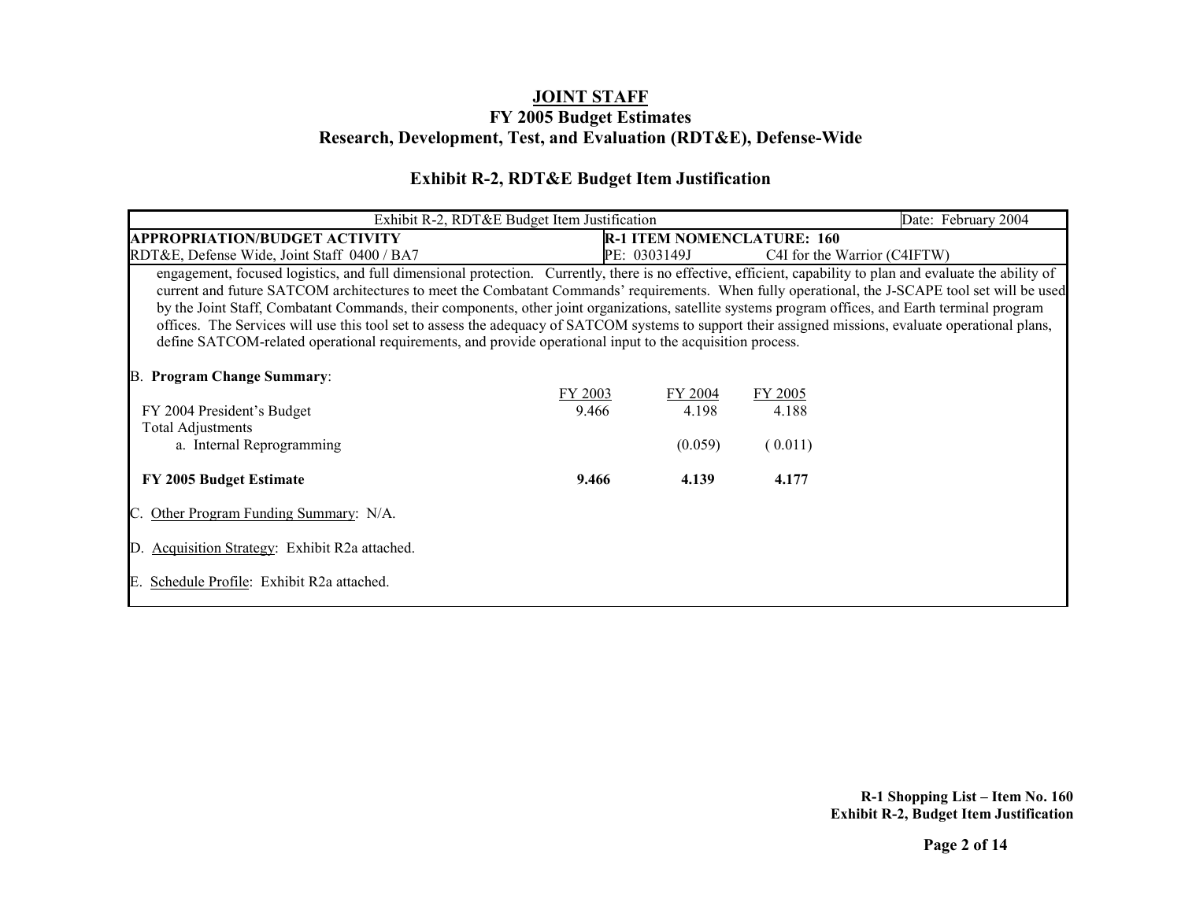**JOINT STAFF**
**FY 2005 Budget Estimates**
**Research, Development, Test, and Evaluation (RDT&E), Defense-Wide**

## Exhibit R-2, RDT&E Budget Item Justification

| Exhibit R-2, RDT&E Budget Item Justification | | Date: February 2004 |
|---|---|---|
| **APPROPRIATION/BUDGET ACTIVITY** RDT&E, Defense Wide, Joint Staff 0400 / BA7 | **R-1 ITEM NOMENCLATURE: 160** PE: 0303149J C4I for the Warrior (C4IFTW) | |

engagement, focused logistics, and full dimensional protection. Currently, there is no effective, efficient, capability to plan and evaluate the ability of current and future SATCOM architectures to meet the Combatant Commands' requirements. When fully operational, the J-SCAPE tool set will be used by the Joint Staff, Combatant Commands, their components, other joint organizations, satellite systems program offices, and Earth terminal program offices. The Services will use this tool set to assess the adequacy of SATCOM systems to support their assigned missions, evaluate operational plans, define SATCOM-related operational requirements, and provide operational input to the acquisition process.

B. **Program Change Summary**:

| | FY 2003 | FY 2004 | FY 2005 |
|---|---|---|---|
| FY 2004 President's Budget | 9.466 | 4.198 | 4.188 |
| Total Adjustments | | | |
| a. Internal Reprogramming | | (0.059) | ( 0.011) |
| **FY 2005 Budget Estimate** | **9.466** | **4.139** | **4.177** |

C. Other Program Funding Summary: N/A.

D. Acquisition Strategy: Exhibit R2a attached.

E. Schedule Profile: Exhibit R2a attached.

**R-1 Shopping List – Item No. 160**
**Exhibit R-2, Budget Item Justification**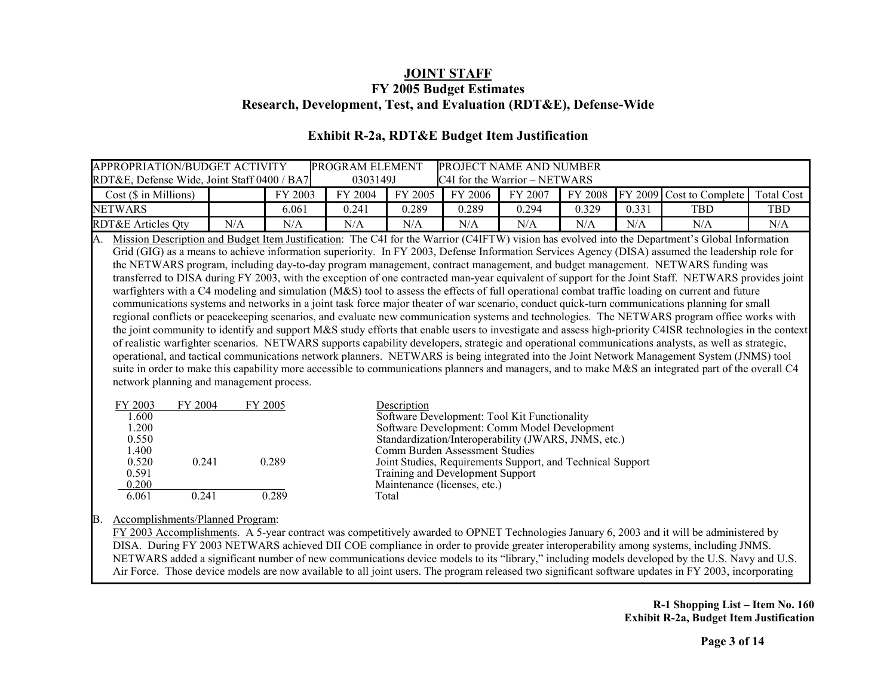# JOINT STAFF

## FY 2005 Budget Estimates

## Research, Development, Test, and Evaluation (RDT&E), Defense-Wide

### Exhibit R-2a, RDT&E Budget Item Justification

| APPROPRIATION/BUDGET ACTIVITY RDT&E, Defense Wide, Joint Staff 0400 / BA7 | | PROGRAM ELEMENT 0303149J | | PROJECT NAME AND NUMBER C4I for the Warrior – NETWARS | | | | | | |
|---|---|---|---|---|---|---|---|---|---|---|
| Cost ($ in Millions) | | FY 2003 | FY 2004 | FY 2005 | FY 2006 | FY 2007 | FY 2008 | FY 2009 | Cost to Complete | Total Cost |
| NETWARS | | 6.061 | 0.241 | 0.289 | 0.289 | 0.294 | 0.329 | 0.331 | TBD | TBD |
| RDT&E Articles Qty | N/A | N/A | N/A | N/A | N/A | N/A | N/A | N/A | N/A | N/A |

A. Mission Description and Budget Item Justification: The C4I for the Warrior (C4IFTW) vision has evolved into the Department's Global Information Grid (GIG) as a means to achieve information superiority. In FY 2003, Defense Information Services Agency (DISA) assumed the leadership role for the NETWARS program, including day-to-day program management, contract management, and budget management. NETWARS funding was transferred to DISA during FY 2003, with the exception of one contracted man-year equivalent of support for the Joint Staff. NETWARS provides joint warfighters with a C4 modeling and simulation (M&S) tool to assess the effects of full operational combat traffic loading on current and future communications systems and networks in a joint task force major theater of war scenario, conduct quick-turn communications planning for small regional conflicts or peacekeeping scenarios, and evaluate new communication systems and technologies. The NETWARS program office works with the joint community to identify and support M&S study efforts that enable users to investigate and assess high-priority C4ISR technologies in the context of realistic warfighter scenarios. NETWARS supports capability developers, strategic and operational communications analysts, as well as strategic, operational, and tactical communications network planners. NETWARS is being integrated into the Joint Network Management System (JNMS) tool suite in order to make this capability more accessible to communications planners and managers, and to make M&S an integrated part of the overall C4 network planning and management process.

| FY 2003 | FY 2004 | FY 2005 | Description |
|---|---|---|---|
| 1.600 | | | Software Development: Tool Kit Functionality |
| 1.200 | | | Software Development: Comm Model Development |
| 0.550 | | | Standardization/Interoperability (JWARS, JNMS, etc.) |
| 1.400 | | | Comm Burden Assessment Studies |
| 0.520 | 0.241 | 0.289 | Joint Studies, Requirements Support, and Technical Support |
| 0.591 | | | Training and Development Support |
| 0.200 | | | Maintenance (licenses, etc.) |
| 6.061 | 0.241 | 0.289 | Total |

B. Accomplishments/Planned Program:

FY 2003 Accomplishments. A 5-year contract was competitively awarded to OPNET Technologies January 6, 2003 and it will be administered by DISA. During FY 2003 NETWARS achieved DII COE compliance in order to provide greater interoperability among systems, including JNMS. NETWARS added a significant number of new communications device models to its "library," including models developed by the U.S. Navy and U.S. Air Force. Those device models are now available to all joint users. The program released two significant software updates in FY 2003, incorporating

R-1 Shopping List – Item No. 160
Exhibit R-2a, Budget Item Justification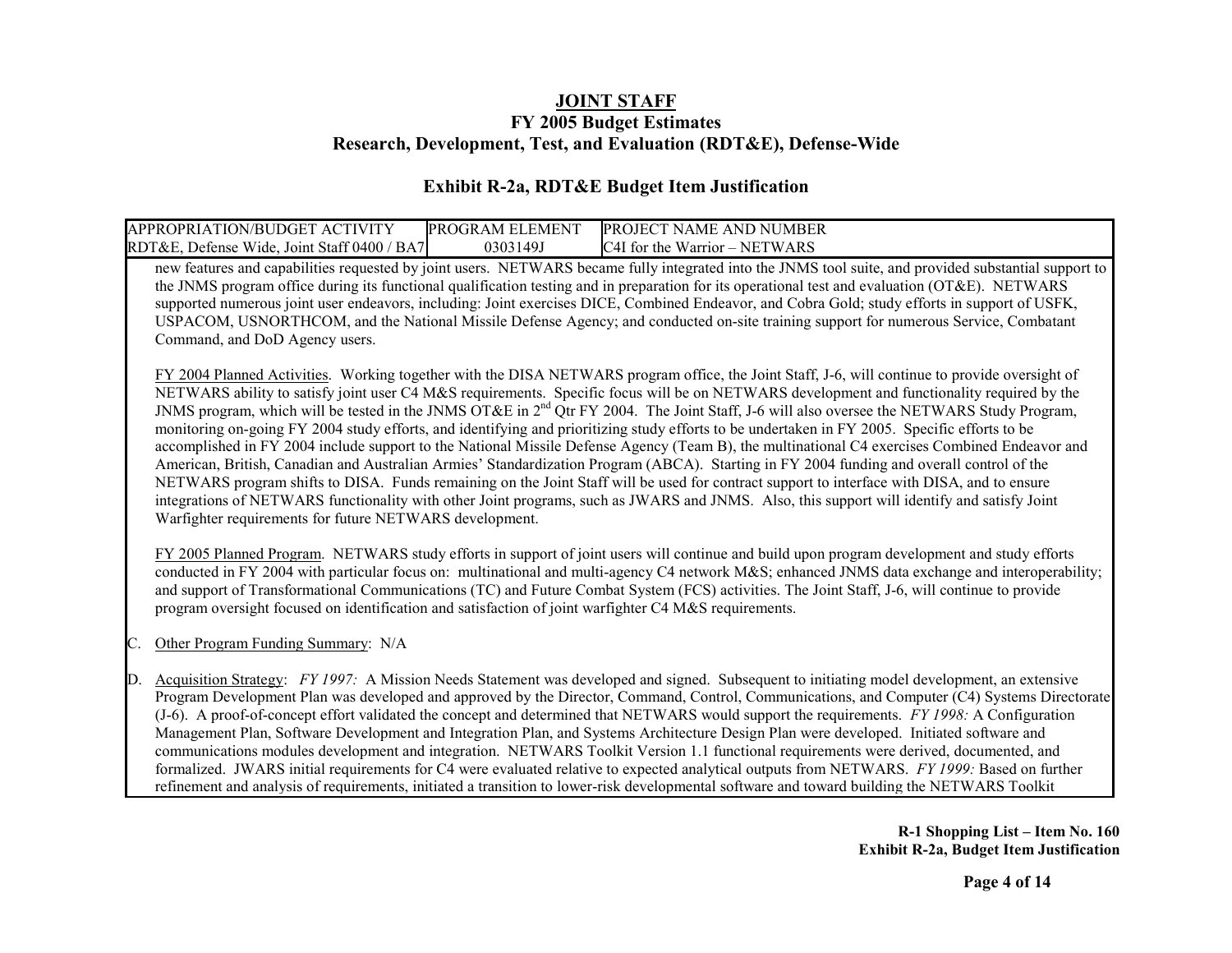| APPROPRIATION/BUDGET ACTIVITY | PROGRAM ELEMENT | PROJECT NAME AND NUMBER |
|---|---|---|
| RDT&E, Defense Wide, Joint Staff 0400 / BA7 | 0303149J | C4I for the Warrior – NETWARS |

new features and capabilities requested by joint users. NETWARS became fully integrated into the JNMS tool suite, and provided substantial support to the JNMS program office during its functional qualification testing and in preparation for its operational test and evaluation (OT&E). NETWARS supported numerous joint user endeavors, including: Joint exercises DICE, Combined Endeavor, and Cobra Gold; study efforts in support of USFK, USPACOM, USNORTHCOM, and the National Missile Defense Agency; and conducted on-site training support for numerous Service, Combatant Command, and DoD Agency users.

FY 2004 Planned Activities. Working together with the DISA NETWARS program office, the Joint Staff, J-6, will continue to provide oversight of NETWARS ability to satisfy joint user C4 M&S requirements. Specific focus will be on NETWARS development and functionality required by the JNMS program, which will be tested in the JNMS OT&E in 2nd Qtr FY 2004. The Joint Staff, J-6 will also oversee the NETWARS Study Program, monitoring on-going FY 2004 study efforts, and identifying and prioritizing study efforts to be undertaken in FY 2005. Specific efforts to be accomplished in FY 2004 include support to the National Missile Defense Agency (Team B), the multinational C4 exercises Combined Endeavor and American, British, Canadian and Australian Armies' Standardization Program (ABCA). Starting in FY 2004 funding and overall control of the NETWARS program shifts to DISA. Funds remaining on the Joint Staff will be used for contract support to interface with DISA, and to ensure integrations of NETWARS functionality with other Joint programs, such as JWARS and JNMS. Also, this support will identify and satisfy Joint Warfighter requirements for future NETWARS development.

FY 2005 Planned Program. NETWARS study efforts in support of joint users will continue and build upon program development and study efforts conducted in FY 2004 with particular focus on: multinational and multi-agency C4 network M&S; enhanced JNMS data exchange and interoperability; and support of Transformational Communications (TC) and Future Combat System (FCS) activities. The Joint Staff, J-6, will continue to provide program oversight focused on identification and satisfaction of joint warfighter C4 M&S requirements.

C. Other Program Funding Summary: N/A

D. Acquisition Strategy: *FY 1997:* A Mission Needs Statement was developed and signed. Subsequent to initiating model development, an extensive Program Development Plan was developed and approved by the Director, Command, Control, Communications, and Computer (C4) Systems Directorate (J-6). A proof-of-concept effort validated the concept and determined that NETWARS would support the requirements. *FY 1998:* A Configuration Management Plan, Software Development and Integration Plan, and Systems Architecture Design Plan were developed. Initiated software and communications modules development and integration. NETWARS Toolkit Version 1.1 functional requirements were derived, documented, and formalized. JWARS initial requirements for C4 were evaluated relative to expected analytical outputs from NETWARS. *FY 1999:* Based on further refinement and analysis of requirements, initiated a transition to lower-risk developmental software and toward building the NETWARS Toolkit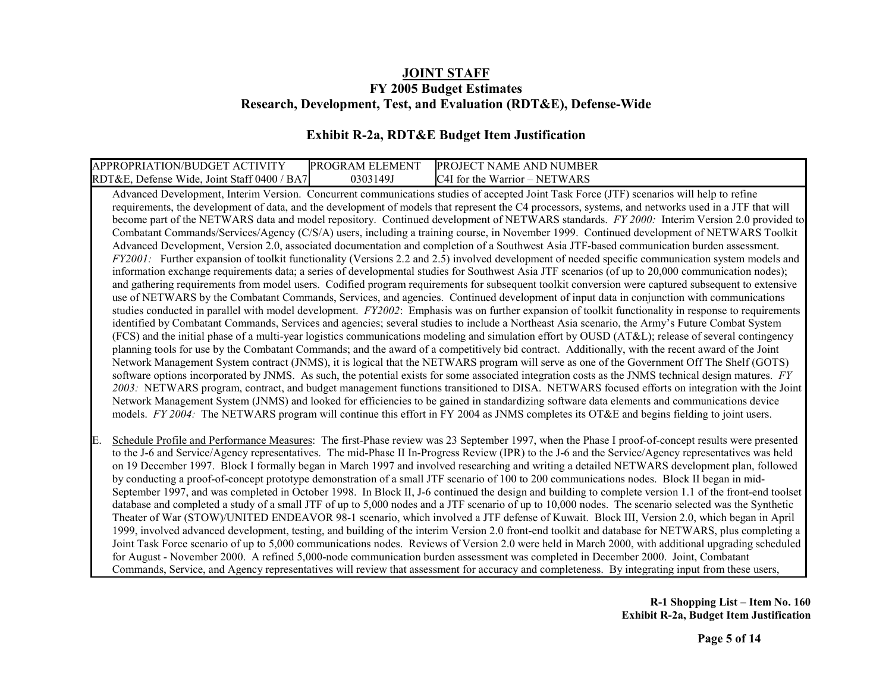**JOINT STAFF**
**FY 2005 Budget Estimates**
**Research, Development, Test, and Evaluation (RDT&E), Defense-Wide**

**Exhibit R-2a, RDT&E Budget Item Justification**

| APPROPRIATION/BUDGET ACTIVITY | PROGRAM ELEMENT | PROJECT NAME AND NUMBER |
|---|---|---|
| RDT&E, Defense Wide, Joint Staff 0400 / BA7 | 0303149J | C4I for the Warrior – NETWARS |

Advanced Development, Interim Version. Concurrent communications studies of accepted Joint Task Force (JTF) scenarios will help to refine requirements, the development of data, and the development of models that represent the C4 processors, systems, and networks used in a JTF that will become part of the NETWARS data and model repository. Continued development of NETWARS standards. *FY 2000:* Interim Version 2.0 provided to Combatant Commands/Services/Agency (C/S/A) users, including a training course, in November 1999. Continued development of NETWARS Toolkit Advanced Development, Version 2.0, associated documentation and completion of a Southwest Asia JTF-based communication burden assessment. *FY2001:* Further expansion of toolkit functionality (Versions 2.2 and 2.5) involved development of needed specific communication system models and information exchange requirements data; a series of developmental studies for Southwest Asia JTF scenarios (of up to 20,000 communication nodes); and gathering requirements from model users. Codified program requirements for subsequent toolkit conversion were captured subsequent to extensive use of NETWARS by the Combatant Commands, Services, and agencies. Continued development of input data in conjunction with communications studies conducted in parallel with model development. *FY2002*: Emphasis was on further expansion of toolkit functionality in response to requirements identified by Combatant Commands, Services and agencies; several studies to include a Northeast Asia scenario, the Army's Future Combat System (FCS) and the initial phase of a multi-year logistics communications modeling and simulation effort by OUSD (AT&L); release of several contingency planning tools for use by the Combatant Commands; and the award of a competitively bid contract. Additionally, with the recent award of the Joint Network Management System contract (JNMS), it is logical that the NETWARS program will serve as one of the Government Off The Shelf (GOTS) software options incorporated by JNMS. As such, the potential exists for some associated integration costs as the JNMS technical design matures. *FY 2003:* NETWARS program, contract, and budget management functions transitioned to DISA. NETWARS focused efforts on integration with the Joint Network Management System (JNMS) and looked for efficiencies to be gained in standardizing software data elements and communications device models. *FY 2004:* The NETWARS program will continue this effort in FY 2004 as JNMS completes its OT&E and begins fielding to joint users.

E. Schedule Profile and Performance Measures: The first-Phase review was 23 September 1997, when the Phase I proof-of-concept results were presented to the J-6 and Service/Agency representatives. The mid-Phase II In-Progress Review (IPR) to the J-6 and the Service/Agency representatives was held on 19 December 1997. Block I formally began in March 1997 and involved researching and writing a detailed NETWARS development plan, followed by conducting a proof-of-concept prototype demonstration of a small JTF scenario of 100 to 200 communications nodes. Block II began in mid-September 1997, and was completed in October 1998. In Block II, J-6 continued the design and building to complete version 1.1 of the front-end toolset database and completed a study of a small JTF of up to 5,000 nodes and a JTF scenario of up to 10,000 nodes. The scenario selected was the Synthetic Theater of War (STOW)/UNITED ENDEAVOR 98-1 scenario, which involved a JTF defense of Kuwait. Block III, Version 2.0, which began in April 1999, involved advanced development, testing, and building of the interim Version 2.0 front-end toolkit and database for NETWARS, plus completing a Joint Task Force scenario of up to 5,000 communications nodes. Reviews of Version 2.0 were held in March 2000, with additional upgrading scheduled for August - November 2000. A refined 5,000-node communication burden assessment was completed in December 2000. Joint, Combatant Commands, Service, and Agency representatives will review that assessment for accuracy and completeness. By integrating input from these users,

R-1 Shopping List – Item No. 160
Exhibit R-2a, Budget Item Justification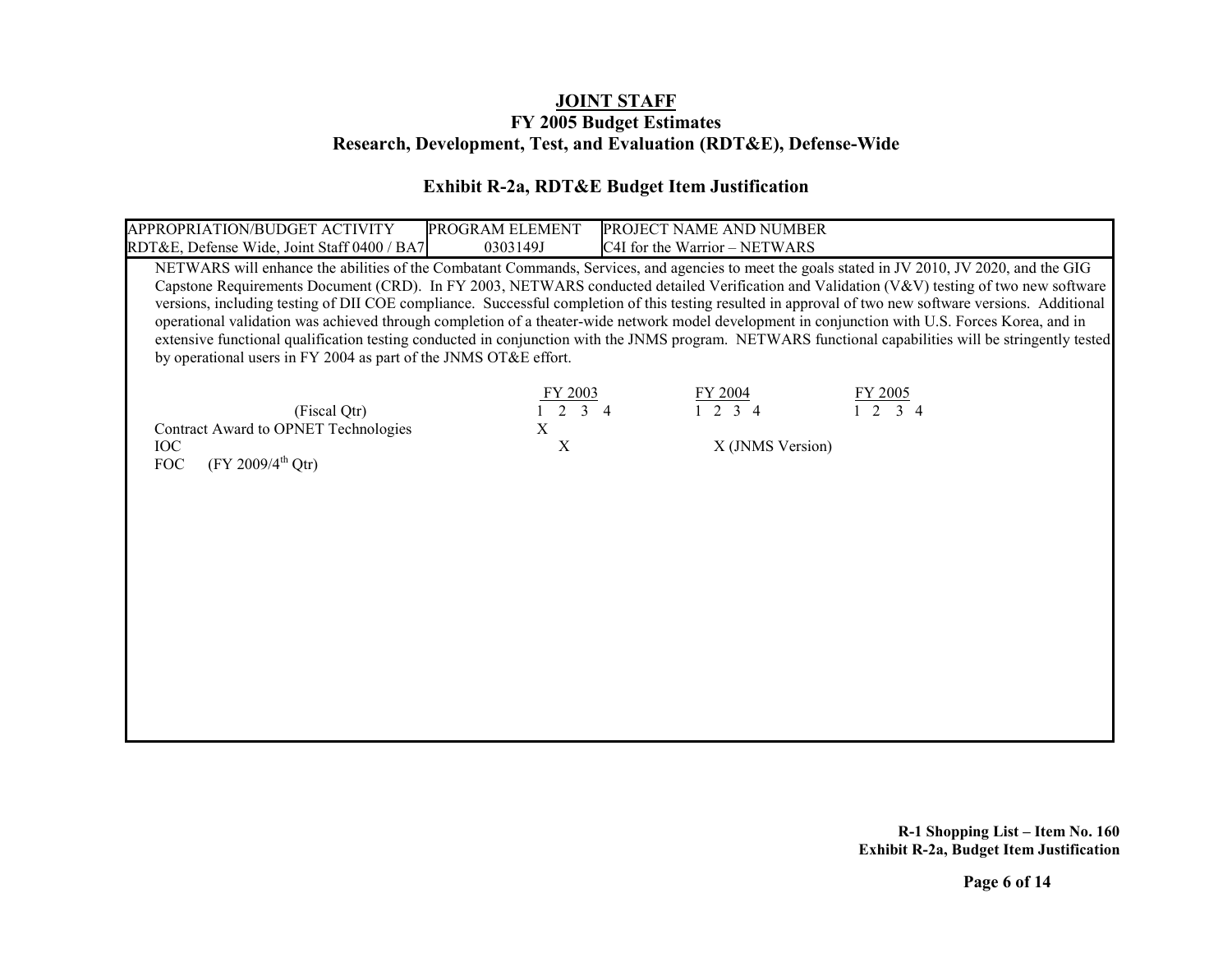**JOINT STAFF**
**FY 2005 Budget Estimates**
**Research, Development, Test, and Evaluation (RDT&E), Defense-Wide**

**Exhibit R-2a, RDT&E Budget Item Justification**

| APPROPRIATION/BUDGET ACTIVITY | PROGRAM ELEMENT | PROJECT NAME AND NUMBER |
|---|---|---|
| RDT&E, Defense Wide, Joint Staff 0400 / BA7 | 0303149J | C4I for the Warrior – NETWARS |

NETWARS will enhance the abilities of the Combatant Commands, Services, and agencies to meet the goals stated in JV 2010, JV 2020, and the GIG Capstone Requirements Document (CRD). In FY 2003, NETWARS conducted detailed Verification and Validation (V&V) testing of two new software versions, including testing of DII COE compliance. Successful completion of this testing resulted in approval of two new software versions. Additional operational validation was achieved through completion of a theater-wide network model development in conjunction with U.S. Forces Korea, and in extensive functional qualification testing conducted in conjunction with the JNMS program. NETWARS functional capabilities will be stringently tested by operational users in FY 2004 as part of the JNMS OT&E effort.

| (Fiscal Qtr) | FY 2003<br>1 2 3 4 | FY 2004<br>1 2 3 4 | FY 2005<br>1 2 3 4 |
|---|---|---|---|
| Contract Award to OPNET Technologies | X (Qtr 1) | | |
| IOC | X (Qtr 2) | X (JNMS Version) (Qtr 2) | |
| FOC (FY 2009/4th Qtr) | | | |

**R-1 Shopping List – Item No. 160**
**Exhibit R-2a, Budget Item Justification**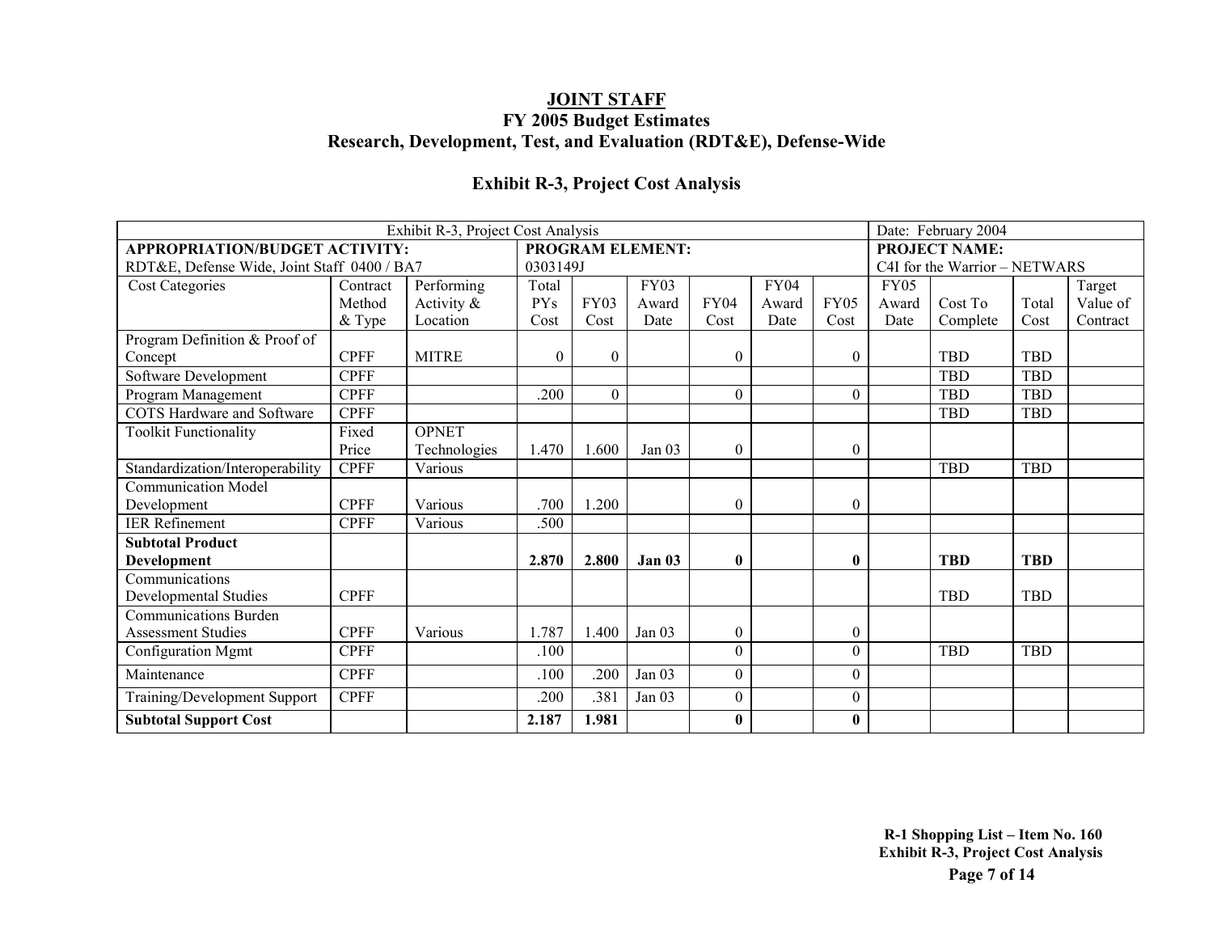# JOINT STAFF
## FY 2005 Budget Estimates
## Research, Development, Test, and Evaluation (RDT&E), Defense-Wide

### Exhibit R-3, Project Cost Analysis

| Exhibit R-3, Project Cost Analysis | | | | | | | | | | Date: February 2004 | | | |
|---|---|---|---|---|---|---|---|---|---|---|---|---|---|
| **APPROPRIATION/BUDGET ACTIVITY:** RDT&E, Defense Wide, Joint Staff 0400 / BA7 | | | **PROGRAM ELEMENT:** 0303149J | | | | | | | **PROJECT NAME:** C4I for the Warrior – NETWARS | | | |
| Cost Categories | Contract Method & Type | Performing Activity & Location | Total PYs Cost | FY03 Cost | FY03 Award Date | FY04 Cost | FY04 Award Date | FY05 Cost | FY05 Award Date | Cost To Complete | Total Cost | Target Value of Contract |
| Program Definition & Proof of Concept | CPFF | MITRE | 0 | 0 | | 0 | | 0 | | TBD | TBD | |
| Software Development | CPFF | | | | | | | | | TBD | TBD | |
| Program Management | CPFF | | .200 | 0 | | 0 | | 0 | | TBD | TBD | |
| COTS Hardware and Software | CPFF | | | | | | | | | TBD | TBD | |
| Toolkit Functionality | Fixed Price | OPNET Technologies | 1.470 | 1.600 | Jan 03 | 0 | | 0 | | | | |
| Standardization/Interoperability | CPFF | Various | | | | | | | | TBD | TBD | |
| Communication Model Development | CPFF | Various | .700 | 1.200 | | 0 | | 0 | | | | |
| IER Refinement | CPFF | Various | .500 | | | | | | | | | |
| **Subtotal Product Development** | | | **2.870** | **2.800** | **Jan 03** | **0** | | **0** | | **TBD** | **TBD** | |
| Communications Developmental Studies | CPFF | | | | | | | | | TBD | TBD | |
| Communications Burden Assessment Studies | CPFF | Various | 1.787 | 1.400 | Jan 03 | 0 | | 0 | | | | |
| Configuration Mgmt | CPFF | | .100 | | | 0 | | 0 | | TBD | TBD | |
| Maintenance | CPFF | | .100 | .200 | Jan 03 | 0 | | 0 | | | | |
| Training/Development Support | CPFF | | .200 | .381 | Jan 03 | 0 | | 0 | | | | |
| **Subtotal Support Cost** | | | **2.187** | **1.981** | | **0** | | **0** | | | | |

**R-1 Shopping List – Item No. 160**
**Exhibit R-3, Project Cost Analysis**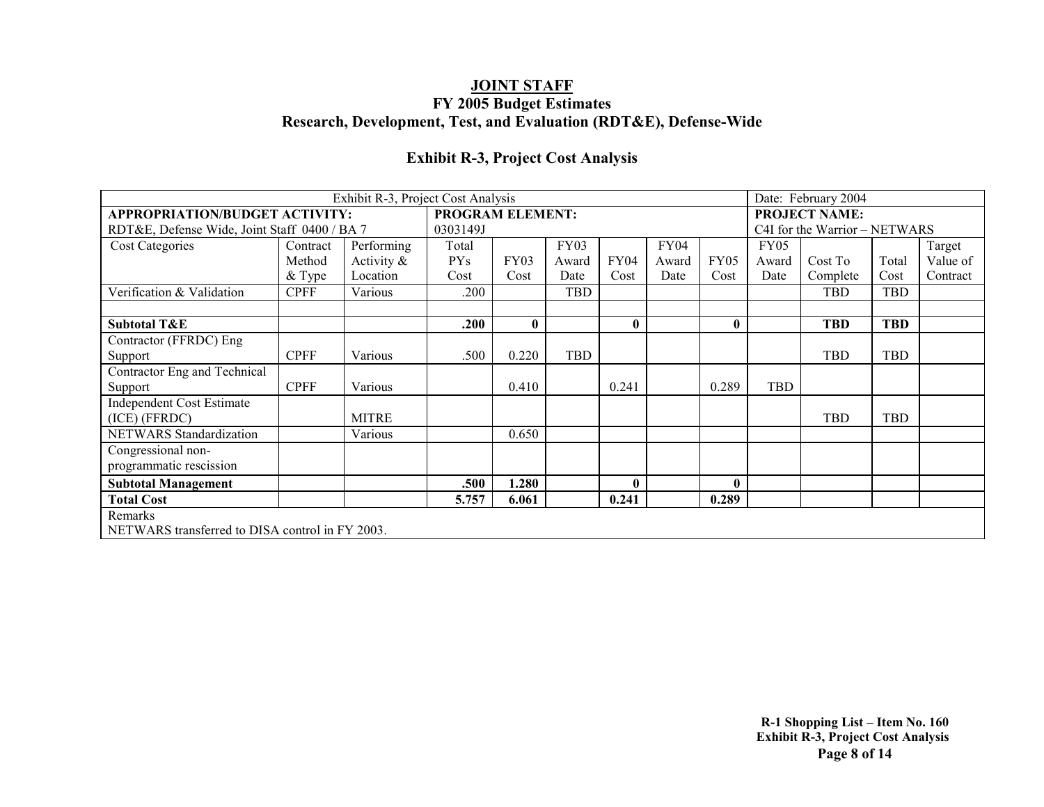**JOINT STAFF**
**FY 2005 Budget Estimates**
**Research, Development, Test, and Evaluation (RDT&E), Defense-Wide**

**Exhibit R-3, Project Cost Analysis**

| Exhibit R-3, Project Cost Analysis | | | | | | | | | | Date: February 2004 | | | |
|---|---|---|---|---|---|---|---|---|---|---|---|---|---|
| **APPROPRIATION/BUDGET ACTIVITY:** RDT&E, Defense Wide, Joint Staff 0400 / BA 7 | | | **PROGRAM ELEMENT:** 0303149J | | | | | | | **PROJECT NAME:** C4I for the Warrior – NETWARS | | | |
| Cost Categories | Contract Method & Type | Performing Activity & Location | Total PYs Cost | FY03 Cost | FY03 Award Date | FY04 Cost | FY04 Award Date | FY05 Cost | FY05 Award Date | Cost To Complete | Total Cost | Target Value of Contract |
| Verification & Validation | CPFF | Various | .200 | | TBD | | | | | TBD | TBD | |
| | | | | | | | | | | | | |
| **Subtotal T&E** | | | **.200** | **0** | | **0** | | **0** | | **TBD** | **TBD** | |
| Contractor (FFRDC) Eng Support | CPFF | Various | .500 | 0.220 | TBD | | | | | TBD | TBD | |
| Contractor Eng and Technical Support | CPFF | Various | | 0.410 | | 0.241 | | 0.289 | TBD | | | |
| Independent Cost Estimate (ICE) (FFRDC) | | MITRE | | | | | | | | TBD | TBD | |
| NETWARS Standardization | | Various | | 0.650 | | | | | | | | |
| Congressional non-programmatic rescission | | | | | | | | | | | | |
| **Subtotal Management** | | | **.500** | **1.280** | | **0** | | **0** | | | | |
| **Total Cost** | | | **5.757** | **6.061** | | **0.241** | | **0.289** | | | | |

Remarks
NETWARS transferred to DISA control in FY 2003.

**R-1 Shopping List – Item No. 160**
**Exhibit R-3, Project Cost Analysis**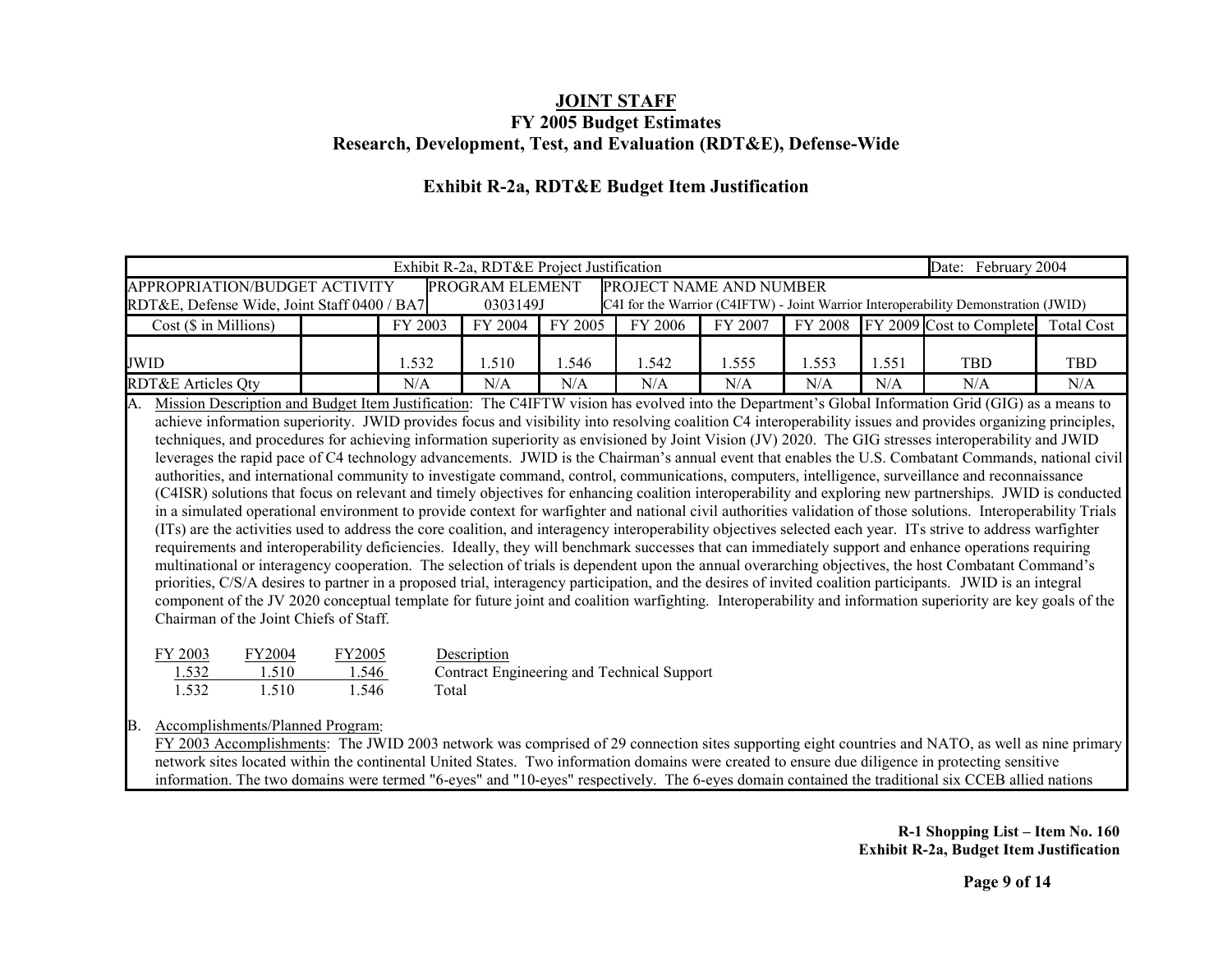# JOINT STAFF
## FY 2005 Budget Estimates
## Research, Development, Test, and Evaluation (RDT&E), Defense-Wide

### Exhibit R-2a, RDT&E Budget Item Justification

| Exhibit R-2a, RDT&E Project Justification | | | | | | | | | Date: February 2004 | |
|---|---|---|---|---|---|---|---|---|---|---|
| APPROPRIATION/BUDGET ACTIVITY<br>RDT&E, Defense Wide, Joint Staff 0400 / BA7 | | PROGRAM ELEMENT<br>0303149J | | PROJECT NAME AND NUMBER<br>C4I for the Warrior (C4IFTW) - Joint Warrior Interoperability Demonstration (JWID) | | | | | | |
| Cost ($ in Millions) | | FY 2003 | FY 2004 | FY 2005 | FY 2006 | FY 2007 | FY 2008 | FY 2009 | Cost to Complete | Total Cost |
| JWID | | 1.532 | 1.510 | 1.546 | 1.542 | 1.555 | 1.553 | 1.551 | TBD | TBD |
| RDT&E Articles Qty | | N/A | N/A | N/A | N/A | N/A | N/A | N/A | N/A | N/A |

A. Mission Description and Budget Item Justification: The C4IFTW vision has evolved into the Department's Global Information Grid (GIG) as a means to achieve information superiority. JWID provides focus and visibility into resolving coalition C4 interoperability issues and provides organizing principles, techniques, and procedures for achieving information superiority as envisioned by Joint Vision (JV) 2020. The GIG stresses interoperability and JWID leverages the rapid pace of C4 technology advancements. JWID is the Chairman's annual event that enables the U.S. Combatant Commands, national civil authorities, and international community to investigate command, control, communications, computers, intelligence, surveillance and reconnaissance (C4ISR) solutions that focus on relevant and timely objectives for enhancing coalition interoperability and exploring new partnerships. JWID is conducted in a simulated operational environment to provide context for warfighter and national civil authorities validation of those solutions. Interoperability Trials (ITs) are the activities used to address the core coalition, and interagency interoperability objectives selected each year. ITs strive to address warfighter requirements and interoperability deficiencies. Ideally, they will benchmark successes that can immediately support and enhance operations requiring multinational or interagency cooperation. The selection of trials is dependent upon the annual overarching objectives, the host Combatant Command's priorities, C/S/A desires to partner in a proposed trial, interagency participation, and the desires of invited coalition participants. JWID is an integral component of the JV 2020 conceptual template for future joint and coalition warfighting. Interoperability and information superiority are key goals of the Chairman of the Joint Chiefs of Staff.

| FY 2003 | FY2004 | FY2005 | Description |
|---|---|---|---|
| 1.532 | 1.510 | 1.546 | Contract Engineering and Technical Support |
| 1.532 | 1.510 | 1.546 | Total |

B. Accomplishments/Planned Program:

FY 2003 Accomplishments: The JWID 2003 network was comprised of 29 connection sites supporting eight countries and NATO, as well as nine primary network sites located within the continental United States. Two information domains were created to ensure due diligence in protecting sensitive information. The two domains were termed "6-eyes" and "10-eyes" respectively. The 6-eyes domain contained the traditional six CCEB allied nations

R-1 Shopping List – Item No. 160
Exhibit R-2a, Budget Item Justification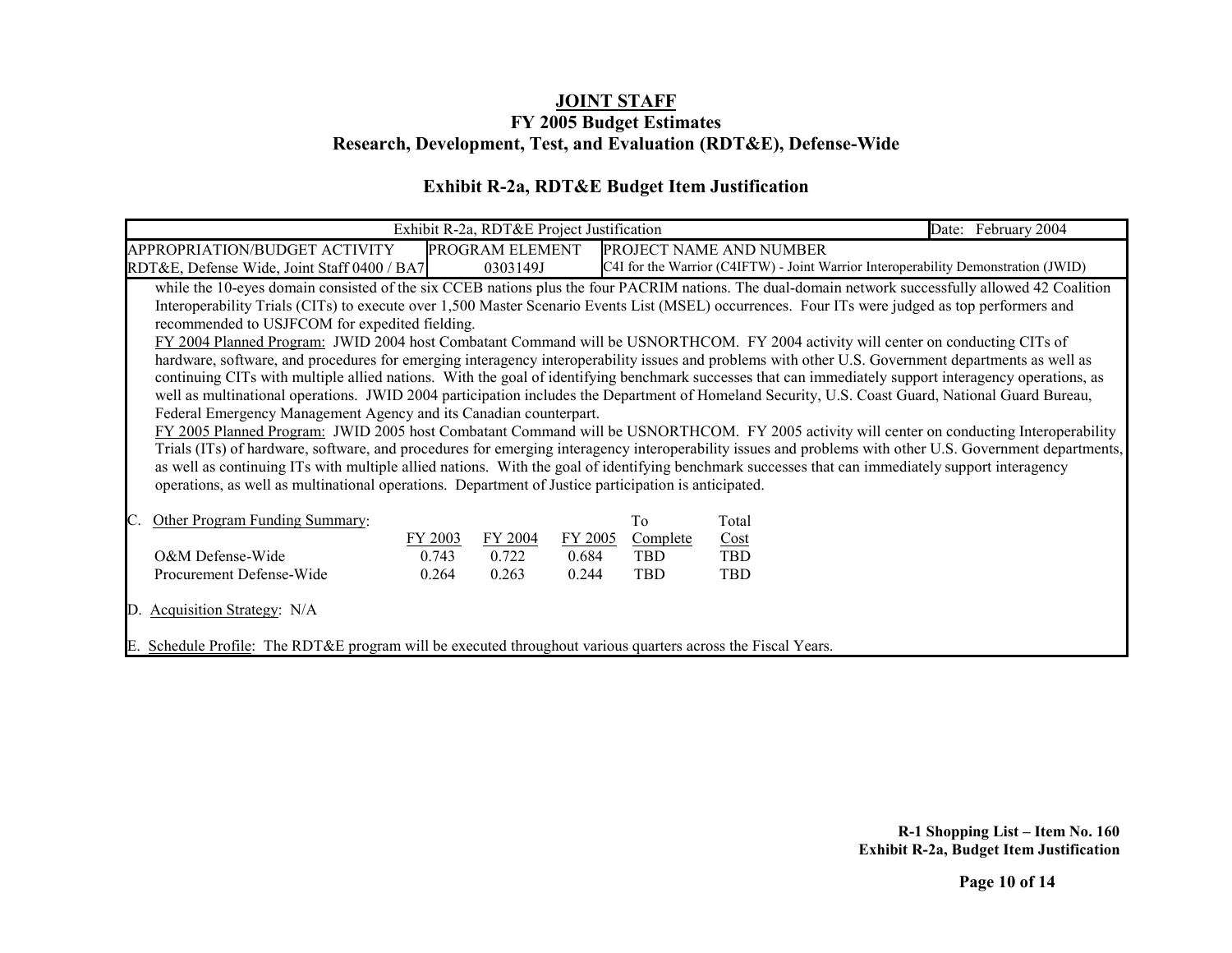# JOINT STAFF
## FY 2005 Budget Estimates
## Research, Development, Test, and Evaluation (RDT&E), Defense-Wide

### Exhibit R-2a, RDT&E Budget Item Justification

| Exhibit R-2a, RDT&E Project Justification | | | Date: February 2004 |
|---|---|---|---|
| APPROPRIATION/BUDGET ACTIVITY<br>RDT&E, Defense Wide, Joint Staff 0400 / BA7 | PROGRAM ELEMENT<br>0303149J | PROJECT NAME AND NUMBER<br>C4I for the Warrior (C4IFTW) - Joint Warrior Interoperability Demonstration (JWID) | |

while the 10-eyes domain consisted of the six CCEB nations plus the four PACRIM nations. The dual-domain network successfully allowed 42 Coalition Interoperability Trials (CITs) to execute over 1,500 Master Scenario Events List (MSEL) occurrences. Four ITs were judged as top performers and recommended to USJFCOM for expedited fielding.

FY 2004 Planned Program: JWID 2004 host Combatant Command will be USNORTHCOM. FY 2004 activity will center on conducting CITs of hardware, software, and procedures for emerging interagency interoperability issues and problems with other U.S. Government departments as well as continuing CITs with multiple allied nations. With the goal of identifying benchmark successes that can immediately support interagency operations, as well as multinational operations. JWID 2004 participation includes the Department of Homeland Security, U.S. Coast Guard, National Guard Bureau, Federal Emergency Management Agency and its Canadian counterpart.

FY 2005 Planned Program: JWID 2005 host Combatant Command will be USNORTHCOM. FY 2005 activity will center on conducting Interoperability Trials (ITs) of hardware, software, and procedures for emerging interagency interoperability issues and problems with other U.S. Government departments, as well as continuing ITs with multiple allied nations. With the goal of identifying benchmark successes that can immediately support interagency operations, as well as multinational operations. Department of Justice participation is anticipated.

C. Other Program Funding Summary:

| | FY 2003 | FY 2004 | FY 2005 | To Complete | Total Cost |
|---|---|---|---|---|---|
| O&M Defense-Wide | 0.743 | 0.722 | 0.684 | TBD | TBD |
| Procurement Defense-Wide | 0.264 | 0.263 | 0.244 | TBD | TBD |

D. Acquisition Strategy: N/A

E. Schedule Profile: The RDT&E program will be executed throughout various quarters across the Fiscal Years.

**R-1 Shopping List – Item No. 160**
**Exhibit R-2a, Budget Item Justification**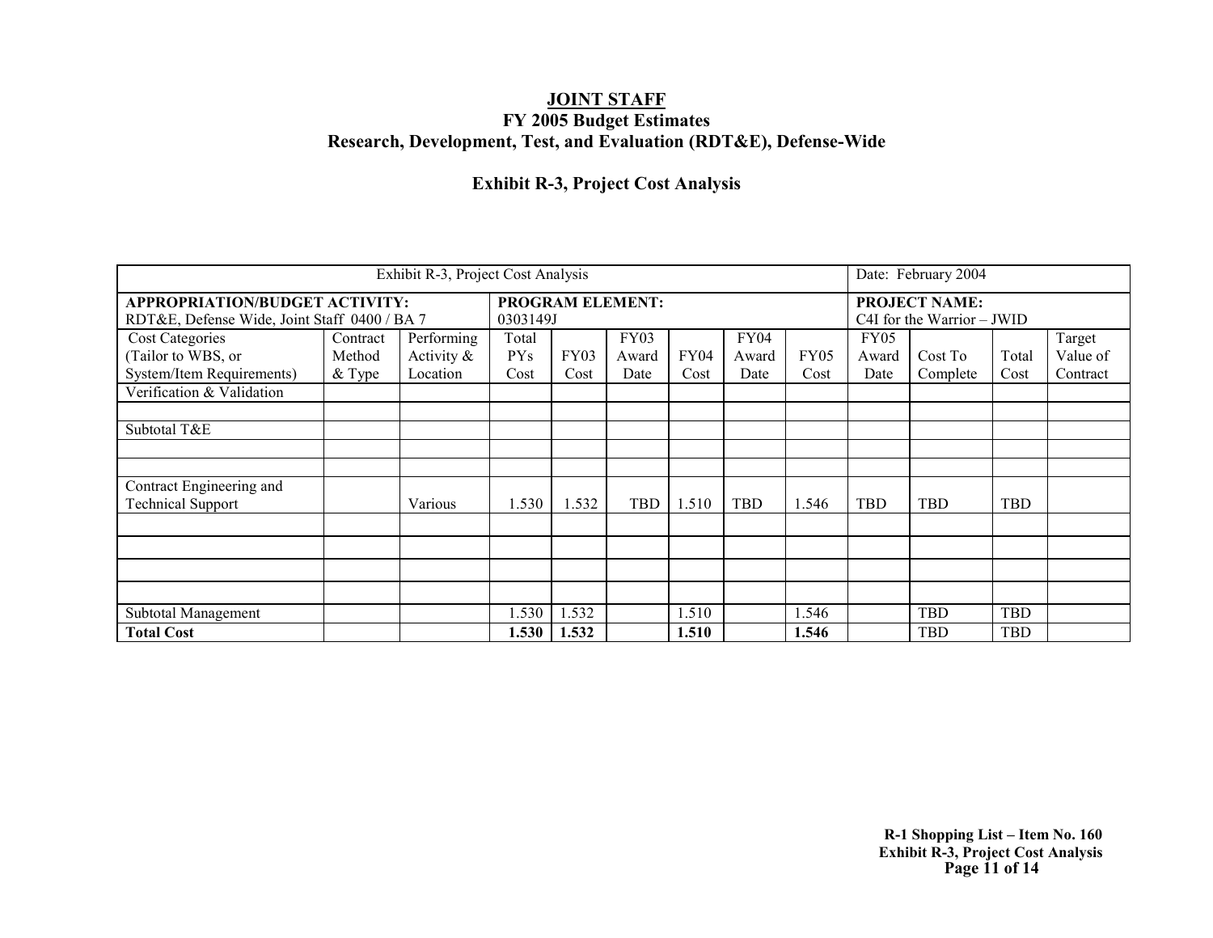**JOINT STAFF**
**FY 2005 Budget Estimates**
**Research, Development, Test, and Evaluation (RDT&E), Defense-Wide**

**Exhibit R-3, Project Cost Analysis**

| Exhibit R-3, Project Cost Analysis | | | | | | | | | Date: February 2004 | | | |
|---|---|---|---|---|---|---|---|---|---|---|---|---|
| **APPROPRIATION/BUDGET ACTIVITY:** RDT&E, Defense Wide, Joint Staff 0400 / BA 7 | | | **PROGRAM ELEMENT:** 0303149J | | | | | | **PROJECT NAME:** C4I for the Warrior – JWID | | | |
| Cost Categories (Tailor to WBS, or System/Item Requirements) | Contract Method & Type | Performing Activity & Location | Total PYs Cost | FY03 Cost | FY03 Award Date | FY04 Cost | FY04 Award Date | FY05 Cost | FY05 Award Date | Cost To Complete | Total Cost | Target Value of Contract |
| Verification & Validation | | | | | | | | | | | | |
| | | | | | | | | | | | | |
| Subtotal T&E | | | | | | | | | | | | |
| | | | | | | | | | | | | |
| | | | | | | | | | | | | |
| Contract Engineering and Technical Support | | Various | 1.530 | 1.532 | TBD | 1.510 | TBD | 1.546 | TBD | TBD | TBD | |
| | | | | | | | | | | | | |
| | | | | | | | | | | | | |
| | | | | | | | | | | | | |
| | | | | | | | | | | | | |
| Subtotal Management | | | 1.530 | 1.532 | | 1.510 | | 1.546 | | TBD | TBD | |
| **Total Cost** | | | **1.530** | **1.532** | | **1.510** | | **1.546** | | TBD | TBD | |

**R-1 Shopping List – Item No. 160**
**Exhibit R-3, Project Cost Analysis**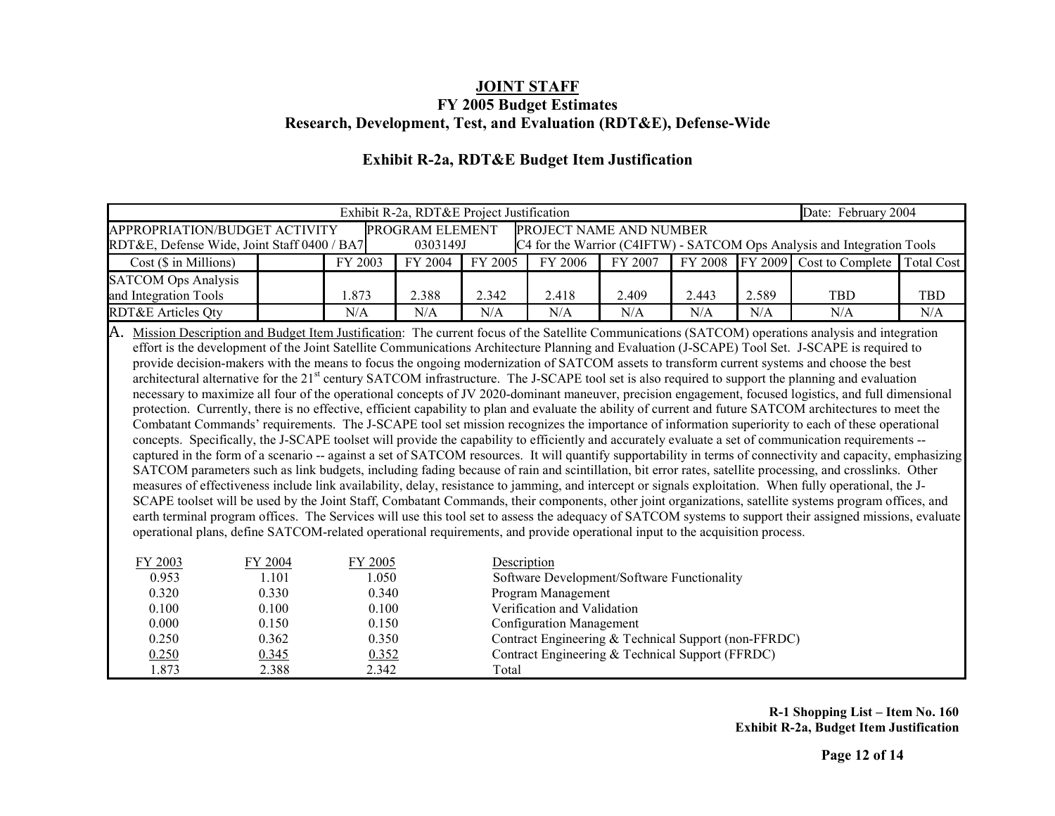# JOINT STAFF
## FY 2005 Budget Estimates
## Research, Development, Test, and Evaluation (RDT&E), Defense-Wide

### Exhibit R-2a, RDT&E Budget Item Justification

| Exhibit R-2a, RDT&E Project Justification | | | | | | | | | Date: February 2004 | |
|---|---|---|---|---|---|---|---|---|---|---|
| APPROPRIATION/BUDGET ACTIVITY<br>RDT&E, Defense Wide, Joint Staff 0400 / BA7 | | PROGRAM ELEMENT<br>0303149J | | PROJECT NAME AND NUMBER<br>C4 for the Warrior (C4IFTW) - SATCOM Ops Analysis and Integration Tools | | | | | | |
| Cost ($ in Millions) | | FY 2003 | FY 2004 | FY 2005 | FY 2006 | FY 2007 | FY 2008 | FY 2009 | Cost to Complete | Total Cost |
| SATCOM Ops Analysis and Integration Tools | | 1.873 | 2.388 | 2.342 | 2.418 | 2.409 | 2.443 | 2.589 | TBD | TBD |
| RDT&E Articles Qty | | N/A | N/A | N/A | N/A | N/A | N/A | N/A | N/A | N/A |

A. Mission Description and Budget Item Justification: The current focus of the Satellite Communications (SATCOM) operations analysis and integration effort is the development of the Joint Satellite Communications Architecture Planning and Evaluation (J-SCAPE) Tool Set. J-SCAPE is required to provide decision-makers with the means to focus the ongoing modernization of SATCOM assets to transform current systems and choose the best architectural alternative for the 21st century SATCOM infrastructure. The J-SCAPE tool set is also required to support the planning and evaluation necessary to maximize all four of the operational concepts of JV 2020-dominant maneuver, precision engagement, focused logistics, and full dimensional protection. Currently, there is no effective, efficient capability to plan and evaluate the ability of current and future SATCOM architectures to meet the Combatant Commands' requirements. The J-SCAPE tool set mission recognizes the importance of information superiority to each of these operational concepts. Specifically, the J-SCAPE toolset will provide the capability to efficiently and accurately evaluate a set of communication requirements -- captured in the form of a scenario -- against a set of SATCOM resources. It will quantify supportability in terms of connectivity and capacity, emphasizing SATCOM parameters such as link budgets, including fading because of rain and scintillation, bit error rates, satellite processing, and crosslinks. Other measures of effectiveness include link availability, delay, resistance to jamming, and intercept or signals exploitation. When fully operational, the J-SCAPE toolset will be used by the Joint Staff, Combatant Commands, their components, other joint organizations, satellite systems program offices, and earth terminal program offices. The Services will use this tool set to assess the adequacy of SATCOM systems to support their assigned missions, evaluate operational plans, define SATCOM-related operational requirements, and provide operational input to the acquisition process.

| FY 2003 | FY 2004 | FY 2005 | Description |
|---|---|---|---|
| 0.953 | 1.101 | 1.050 | Software Development/Software Functionality |
| 0.320 | 0.330 | 0.340 | Program Management |
| 0.100 | 0.100 | 0.100 | Verification and Validation |
| 0.000 | 0.150 | 0.150 | Configuration Management |
| 0.250 | 0.362 | 0.350 | Contract Engineering & Technical Support (non-FFRDC) |
| 0.250 | 0.345 | 0.352 | Contract Engineering & Technical Support (FFRDC) |
| 1.873 | 2.388 | 2.342 | Total |

**R-1 Shopping List – Item No. 160**
**Exhibit R-2a, Budget Item Justification**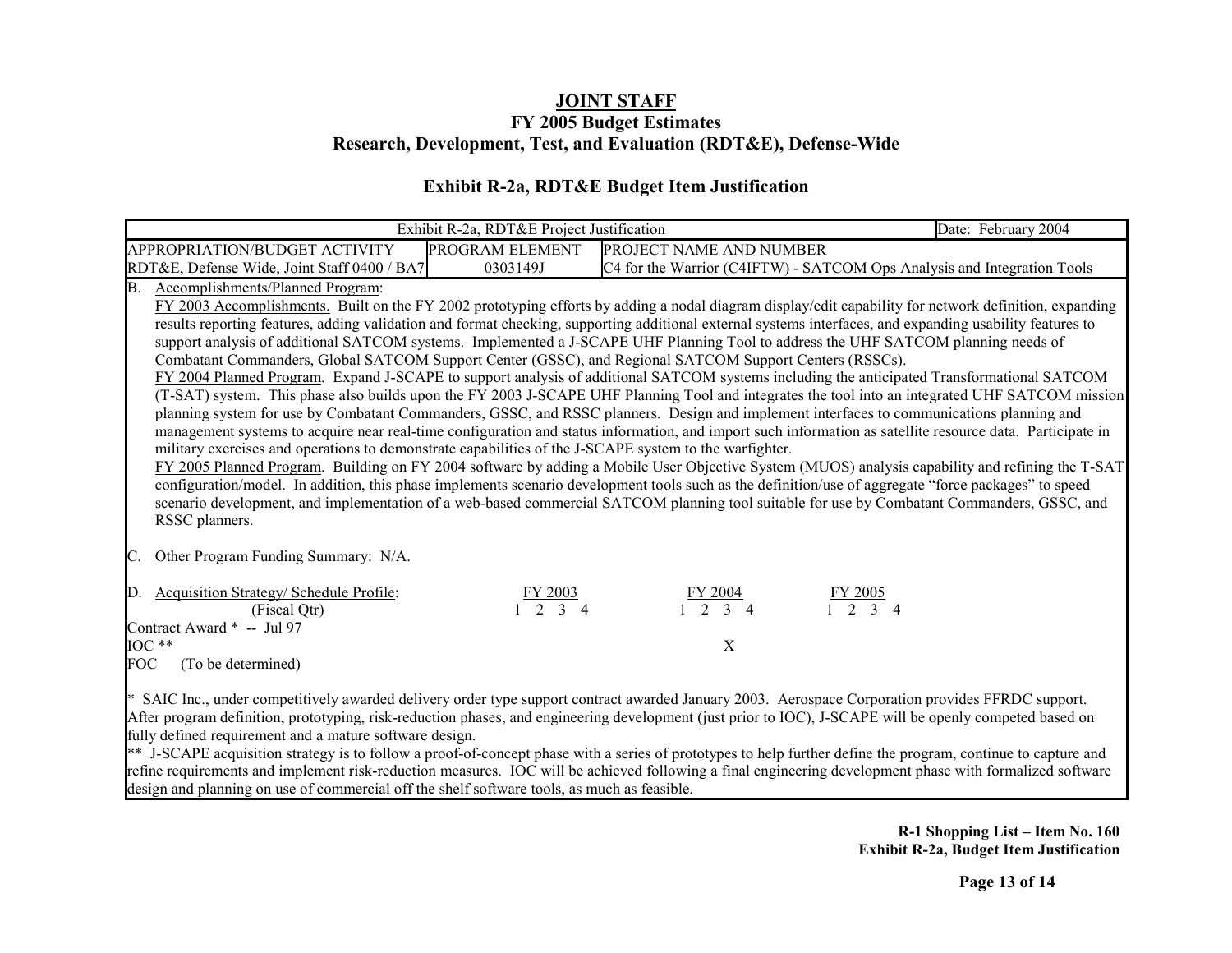**JOINT STAFF**
**FY 2005 Budget Estimates**
**Research, Development, Test, and Evaluation (RDT&E), Defense-Wide**

**Exhibit R-2a, RDT&E Budget Item Justification**

| Exhibit R-2a, RDT&E Project Justification | | | Date: February 2004 |
|---|---|---|---|
| APPROPRIATION/BUDGET ACTIVITY RDT&E, Defense Wide, Joint Staff 0400 / BA7 | PROGRAM ELEMENT 0303149J | PROJECT NAME AND NUMBER C4 for the Warrior (C4IFTW) - SATCOM Ops Analysis and Integration Tools | |

B. Accomplishments/Planned Program:

FY 2003 Accomplishments. Built on the FY 2002 prototyping efforts by adding a nodal diagram display/edit capability for network definition, expanding results reporting features, adding validation and format checking, supporting additional external systems interfaces, and expanding usability features to support analysis of additional SATCOM systems. Implemented a J-SCAPE UHF Planning Tool to address the UHF SATCOM planning needs of Combatant Commanders, Global SATCOM Support Center (GSSC), and Regional SATCOM Support Centers (RSSCs).

FY 2004 Planned Program. Expand J-SCAPE to support analysis of additional SATCOM systems including the anticipated Transformational SATCOM (T-SAT) system. This phase also builds upon the FY 2003 J-SCAPE UHF Planning Tool and integrates the tool into an integrated UHF SATCOM mission planning system for use by Combatant Commanders, GSSC, and RSSC planners. Design and implement interfaces to communications planning and management systems to acquire near real-time configuration and status information, and import such information as satellite resource data. Participate in military exercises and operations to demonstrate capabilities of the J-SCAPE system to the warfighter.

FY 2005 Planned Program. Building on FY 2004 software by adding a Mobile User Objective System (MUOS) analysis capability and refining the T-SAT configuration/model. In addition, this phase implements scenario development tools such as the definition/use of aggregate "force packages" to speed scenario development, and implementation of a web-based commercial SATCOM planning tool suitable for use by Combatant Commanders, GSSC, and RSSC planners.

C. Other Program Funding Summary: N/A.

D. Acquisition Strategy/ Schedule Profile:

| (Fiscal Qtr) | FY 2003 1 | 2 | 3 | 4 | FY 2004 1 | 2 | 3 | 4 | FY 2005 1 | 2 | 3 | 4 |
|---|---|---|---|---|---|---|---|---|---|---|---|---|
| Contract Award * -- Jul 97 | | | | | | | | | | | | |
| IOC ** | | | | | | | | X | | | | |
| FOC (To be determined) | | | | | | | | | | | | |

\* SAIC Inc., under competitively awarded delivery order type support contract awarded January 2003. Aerospace Corporation provides FFRDC support. After program definition, prototyping, risk-reduction phases, and engineering development (just prior to IOC), J-SCAPE will be openly competed based on fully defined requirement and a mature software design.

\** J-SCAPE acquisition strategy is to follow a proof-of-concept phase with a series of prototypes to help further define the program, continue to capture and refine requirements and implement risk-reduction measures. IOC will be achieved following a final engineering development phase with formalized software design and planning on use of commercial off the shelf software tools, as much as feasible.

**R-1 Shopping List – Item No. 160**
**Exhibit R-2a, Budget Item Justification**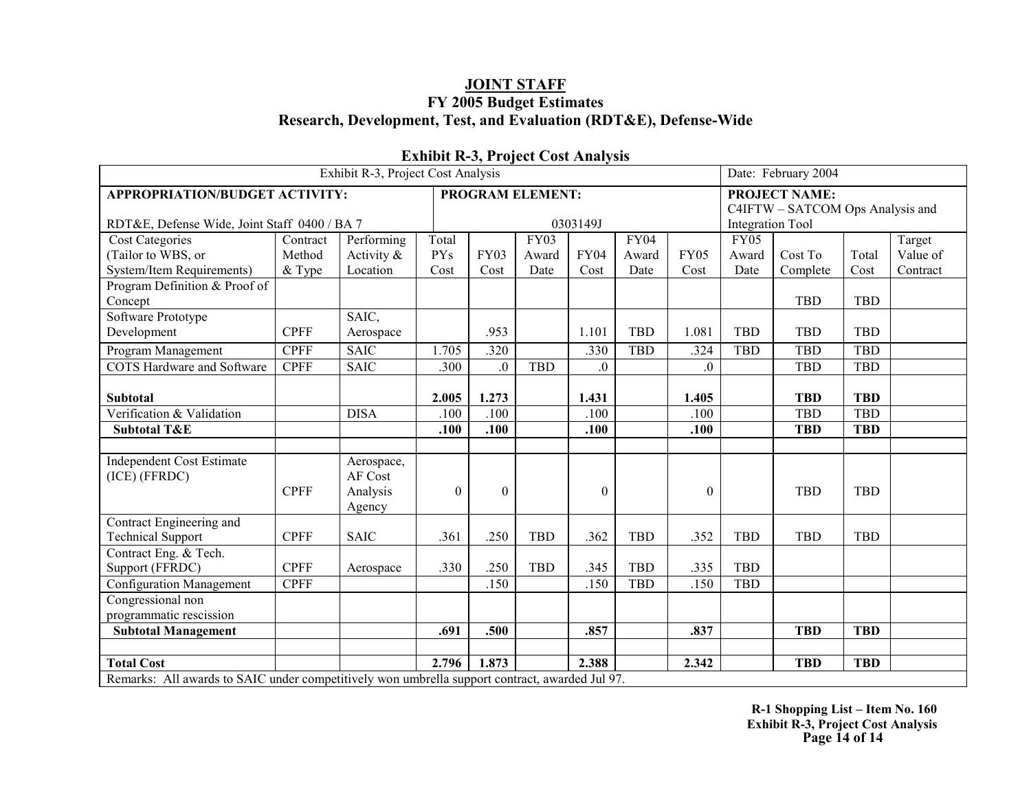# JOINT STAFF
## FY 2005 Budget Estimates
## Research, Development, Test, and Evaluation (RDT&E), Defense-Wide

### Exhibit R-3, Project Cost Analysis

| Exhibit R-3, Project Cost Analysis | | | | | | | | | | Date: February 2004 | | | |
|---|---|---|---|---|---|---|---|---|---|---|---|---|---|
| **APPROPRIATION/BUDGET ACTIVITY:** RDT&E, Defense Wide, Joint Staff 0400 / BA 7 | | | **PROGRAM ELEMENT:** 0303149J | | | | | | | **PROJECT NAME:** C4IFTW – SATCOM Ops Analysis and Integration Tool | | | |
| Cost Categories (Tailor to WBS, or System/Item Requirements) | Contract Method & Type | Performing Activity & Location | Total PYs Cost | FY03 Cost | FY03 Award Date | FY04 Cost | FY04 Award Date | FY05 Cost | FY05 Award Date | Cost To Complete | Total Cost | Target Value of Contract |
| Program Definition & Proof of Concept | | | | | | | | | | TBD | TBD | |
| Software Prototype Development | CPFF | SAIC, Aerospace | | .953 | | 1.101 | TBD | 1.081 | TBD | TBD | TBD | |
| Program Management | CPFF | SAIC | 1.705 | .320 | | .330 | TBD | .324 | TBD | TBD | TBD | |
| COTS Hardware and Software | CPFF | SAIC | .300 | .0 | TBD | .0 | | .0 | | TBD | TBD | |
| **Subtotal** | | | **2.005** | **1.273** | | **1.431** | | **1.405** | | **TBD** | **TBD** | |
| Verification & Validation | | DISA | .100 | .100 | | .100 | | .100 | | TBD | TBD | |
| **Subtotal T&E** | | | **.100** | **.100** | | **.100** | | **.100** | | **TBD** | **TBD** | |
| | | | | | | | | | | | | |
| Independent Cost Estimate (ICE) (FFRDC) | CPFF | Aerospace, AF Cost Analysis Agency | 0 | 0 | | 0 | | 0 | | TBD | TBD | |
| Contract Engineering and Technical Support | CPFF | SAIC | .361 | .250 | TBD | .362 | TBD | .352 | TBD | TBD | TBD | |
| Contract Eng. & Tech. Support (FFRDC) | CPFF | Aerospace | .330 | .250 | TBD | .345 | TBD | .335 | TBD | | | |
| Configuration Management | CPFF | | | .150 | | .150 | TBD | .150 | TBD | | | |
| Congressional non programmatic rescission | | | | | | | | | | | | |
| **Subtotal Management** | | | **.691** | **.500** | | **.857** | | **.837** | | **TBD** | **TBD** | |
| | | | | | | | | | | | | |
| **Total Cost** | | | **2.796** | **1.873** | | **2.388** | | **2.342** | | **TBD** | **TBD** | |

Remarks: All awards to SAIC under competitively won umbrella support contract, awarded Jul 97.

**R-1 Shopping List – Item No. 160**
**Exhibit R-3, Project Cost Analysis**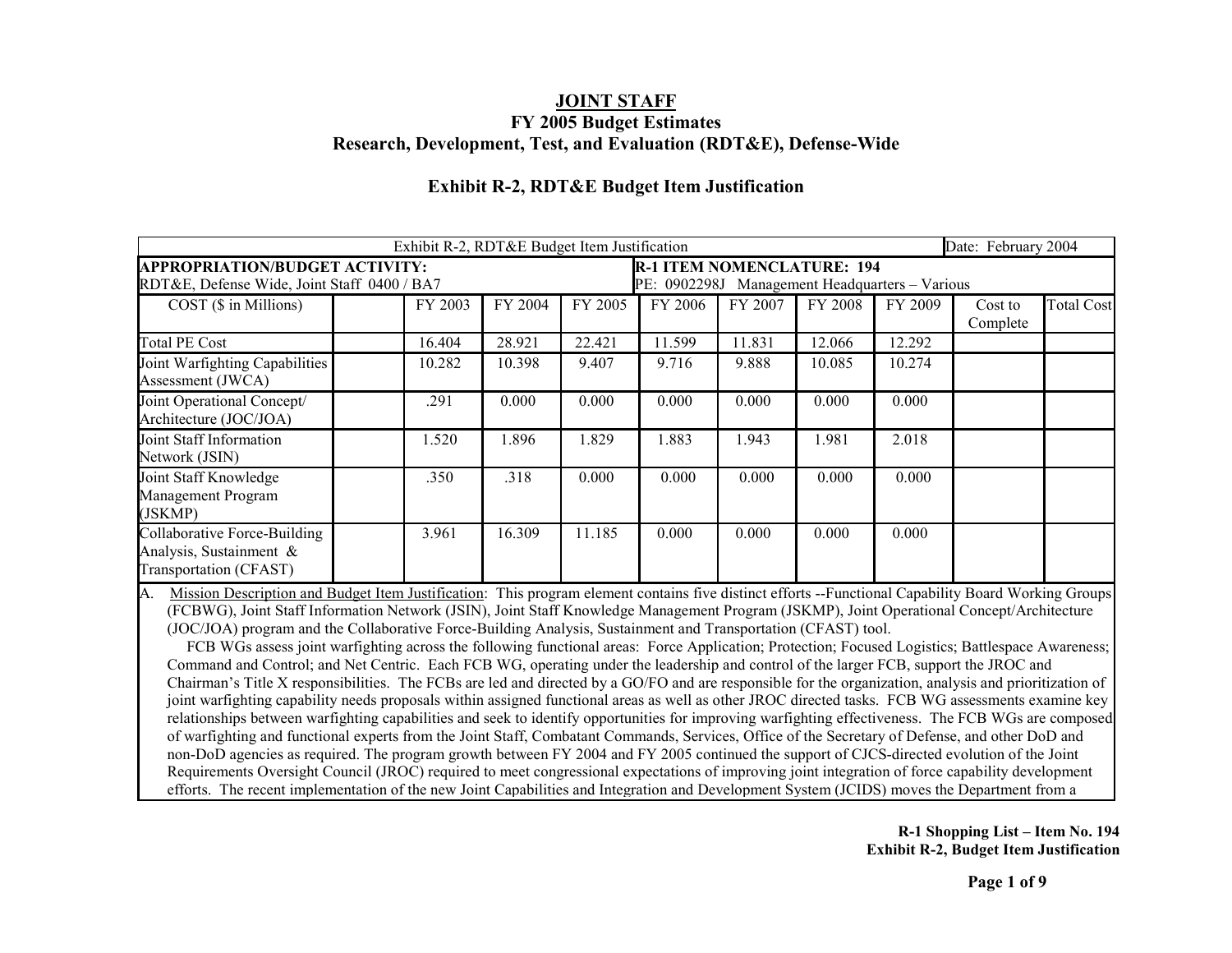# JOINT STAFF
## FY 2005 Budget Estimates
## Research, Development, Test, and Evaluation (RDT&E), Defense-Wide

### Exhibit R-2, RDT&E Budget Item Justification

| Exhibit R-2, RDT&E Budget Item Justification | | | | | | | | | Date: February 2004 | |
|---|---|---|---|---|---|---|---|---|---|---|
| **APPROPRIATION/BUDGET ACTIVITY:** RDT&E, Defense Wide, Joint Staff 0400 / BA7 | | | | | **R-1 ITEM NOMENCLATURE: 194** PE: 0902298J Management Headquarters – Various | | | | | |
| COST ($ in Millions) | | FY 2003 | FY 2004 | FY 2005 | FY 2006 | FY 2007 | FY 2008 | FY 2009 | Cost to Complete | Total Cost |
| Total PE Cost | | 16.404 | 28.921 | 22.421 | 11.599 | 11.831 | 12.066 | 12.292 | | |
| Joint Warfighting Capabilities Assessment (JWCA) | | 10.282 | 10.398 | 9.407 | 9.716 | 9.888 | 10.085 | 10.274 | | |
| Joint Operational Concept/ Architecture (JOC/JOA) | | .291 | 0.000 | 0.000 | 0.000 | 0.000 | 0.000 | 0.000 | | |
| Joint Staff Information Network (JSIN) | | 1.520 | 1.896 | 1.829 | 1.883 | 1.943 | 1.981 | 2.018 | | |
| Joint Staff Knowledge Management Program (JSKMP) | | .350 | .318 | 0.000 | 0.000 | 0.000 | 0.000 | 0.000 | | |
| Collaborative Force-Building Analysis, Sustainment & Transportation (CFAST) | | 3.961 | 16.309 | 11.185 | 0.000 | 0.000 | 0.000 | 0.000 | | |

A. Mission Description and Budget Item Justification: This program element contains five distinct efforts --Functional Capability Board Working Groups (FCBWG), Joint Staff Information Network (JSIN), Joint Staff Knowledge Management Program (JSKMP), Joint Operational Concept/Architecture (JOC/JOA) program and the Collaborative Force-Building Analysis, Sustainment and Transportation (CFAST) tool.

FCB WGs assess joint warfighting across the following functional areas: Force Application; Protection; Focused Logistics; Battlespace Awareness; Command and Control; and Net Centric. Each FCB WG, operating under the leadership and control of the larger FCB, support the JROC and Chairman's Title X responsibilities. The FCBs are led and directed by a GO/FO and are responsible for the organization, analysis and prioritization of joint warfighting capability needs proposals within assigned functional areas as well as other JROC directed tasks. FCB WG assessments examine key relationships between warfighting capabilities and seek to identify opportunities for improving warfighting effectiveness. The FCB WGs are composed of warfighting and functional experts from the Joint Staff, Combatant Commands, Services, Office of the Secretary of Defense, and other DoD and non-DoD agencies as required. The program growth between FY 2004 and FY 2005 continued the support of CJCS-directed evolution of the Joint Requirements Oversight Council (JROC) required to meet congressional expectations of improving joint integration of force capability development efforts. The recent implementation of the new Joint Capabilities and Integration and Development System (JCIDS) moves the Department from a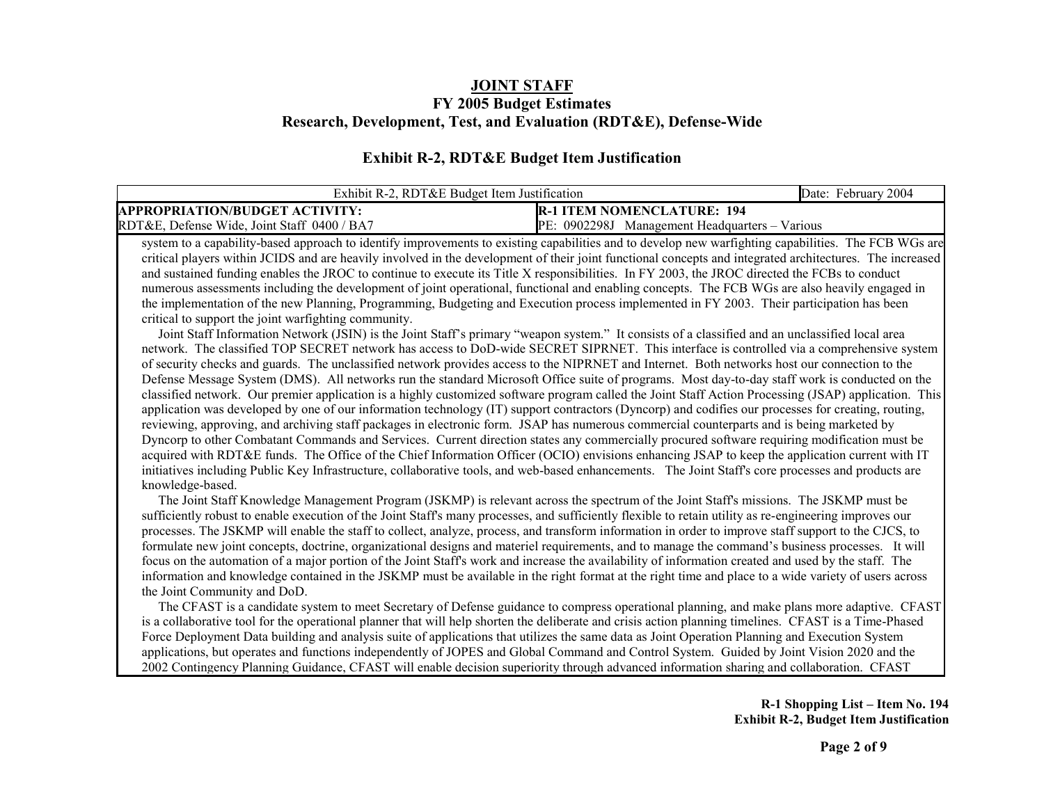## JOINT STAFF

### FY 2005 Budget Estimates

### Research, Development, Test, and Evaluation (RDT&E), Defense-Wide

### Exhibit R-2, RDT&E Budget Item Justification

| Exhibit R-2, RDT&E Budget Item Justification | | Date: February 2004 |
|---|---|---|
| **APPROPRIATION/BUDGET ACTIVITY:** RDT&E, Defense Wide, Joint Staff 0400 / BA7 | **R-1 ITEM NOMENCLATURE: 194** PE: 0902298J Management Headquarters – Various | |

system to a capability-based approach to identify improvements to existing capabilities and to develop new warfighting capabilities. The FCB WGs are critical players within JCIDS and are heavily involved in the development of their joint functional concepts and integrated architectures. The increased and sustained funding enables the JROC to continue to execute its Title X responsibilities. In FY 2003, the JROC directed the FCBs to conduct numerous assessments including the development of joint operational, functional and enabling concepts. The FCB WGs are also heavily engaged in the implementation of the new Planning, Programming, Budgeting and Execution process implemented in FY 2003. Their participation has been critical to support the joint warfighting community.

Joint Staff Information Network (JSIN) is the Joint Staff's primary "weapon system." It consists of a classified and an unclassified local area network. The classified TOP SECRET network has access to DoD-wide SECRET SIPRNET. This interface is controlled via a comprehensive system of security checks and guards. The unclassified network provides access to the NIPRNET and Internet. Both networks host our connection to the Defense Message System (DMS). All networks run the standard Microsoft Office suite of programs. Most day-to-day staff work is conducted on the classified network. Our premier application is a highly customized software program called the Joint Staff Action Processing (JSAP) application. This application was developed by one of our information technology (IT) support contractors (Dyncorp) and codifies our processes for creating, routing, reviewing, approving, and archiving staff packages in electronic form. JSAP has numerous commercial counterparts and is being marketed by Dyncorp to other Combatant Commands and Services. Current direction states any commercially procured software requiring modification must be acquired with RDT&E funds. The Office of the Chief Information Officer (OCIO) envisions enhancing JSAP to keep the application current with IT initiatives including Public Key Infrastructure, collaborative tools, and web-based enhancements. The Joint Staff's core processes and products are knowledge-based.

The Joint Staff Knowledge Management Program (JSKMP) is relevant across the spectrum of the Joint Staff's missions. The JSKMP must be sufficiently robust to enable execution of the Joint Staff's many processes, and sufficiently flexible to retain utility as re-engineering improves our processes. The JSKMP will enable the staff to collect, analyze, process, and transform information in order to improve staff support to the CJCS, to formulate new joint concepts, doctrine, organizational designs and materiel requirements, and to manage the command's business processes. It will focus on the automation of a major portion of the Joint Staff's work and increase the availability of information created and used by the staff. The information and knowledge contained in the JSKMP must be available in the right format at the right time and place to a wide variety of users across the Joint Community and DoD.

The CFAST is a candidate system to meet Secretary of Defense guidance to compress operational planning, and make plans more adaptive. CFAST is a collaborative tool for the operational planner that will help shorten the deliberate and crisis action planning timelines. CFAST is a Time-Phased Force Deployment Data building and analysis suite of applications that utilizes the same data as Joint Operation Planning and Execution System applications, but operates and functions independently of JOPES and Global Command and Control System. Guided by Joint Vision 2020 and the 2002 Contingency Planning Guidance, CFAST will enable decision superiority through advanced information sharing and collaboration. CFAST

**R-1 Shopping List – Item No. 194**
**Exhibit R-2, Budget Item Justification**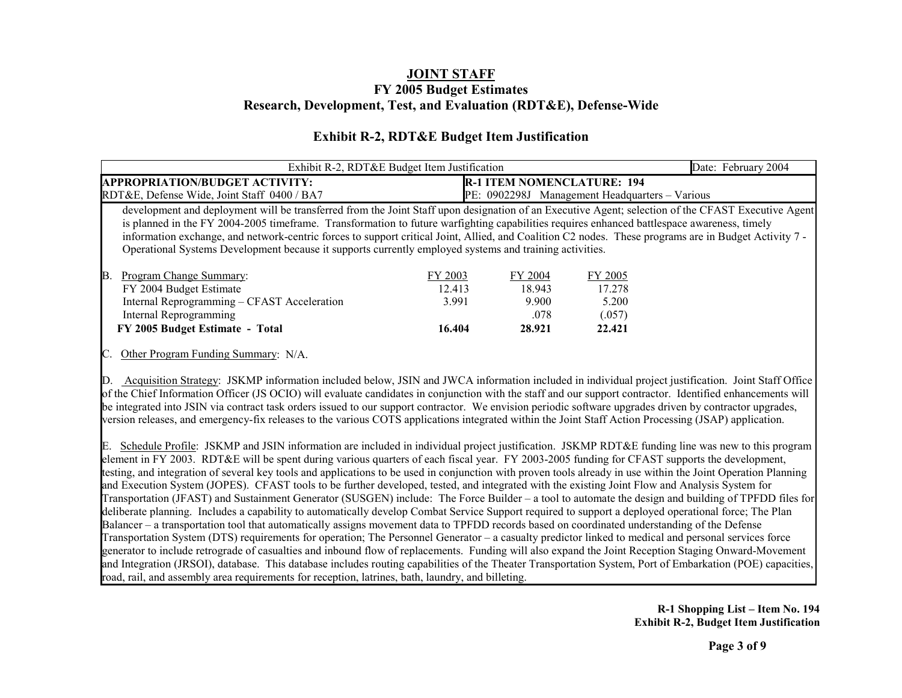**JOINT STAFF**
**FY 2005 Budget Estimates**
**Research, Development, Test, and Evaluation (RDT&E), Defense-Wide**

## Exhibit R-2, RDT&E Budget Item Justification

| Exhibit R-2, RDT&E Budget Item Justification | | Date: February 2004 |
|---|---|---|
| **APPROPRIATION/BUDGET ACTIVITY:** RDT&E, Defense Wide, Joint Staff 0400 / BA7 | **R-1 ITEM NOMENCLATURE: 194** PE: 0902298J Management Headquarters – Various | |

development and deployment will be transferred from the Joint Staff upon designation of an Executive Agent; selection of the CFAST Executive Agent is planned in the FY 2004-2005 timeframe. Transformation to future warfighting capabilities requires enhanced battlespace awareness, timely information exchange, and network-centric forces to support critical Joint, Allied, and Coalition C2 nodes. These programs are in Budget Activity 7 - Operational Systems Development because it supports currently employed systems and training activities.

B. Program Change Summary:

| | FY 2003 | FY 2004 | FY 2005 |
|---|---|---|---|
| FY 2004 Budget Estimate | 12.413 | 18.943 | 17.278 |
| Internal Reprogramming – CFAST Acceleration | 3.991 | 9.900 | 5.200 |
| Internal Reprogramming | | .078 | (.057) |
| **FY 2005 Budget Estimate - Total** | **16.404** | **28.921** | **22.421** |

C. Other Program Funding Summary: N/A.

D. Acquisition Strategy: JSKMP information included below, JSIN and JWCA information included in individual project justification. Joint Staff Office of the Chief Information Officer (JS OCIO) will evaluate candidates in conjunction with the staff and our support contractor. Identified enhancements will be integrated into JSIN via contract task orders issued to our support contractor. We envision periodic software upgrades driven by contractor upgrades, version releases, and emergency-fix releases to the various COTS applications integrated within the Joint Staff Action Processing (JSAP) application.

E. Schedule Profile: JSKMP and JSIN information are included in individual project justification. JSKMP RDT&E funding line was new to this program element in FY 2003. RDT&E will be spent during various quarters of each fiscal year. FY 2003-2005 funding for CFAST supports the development, testing, and integration of several key tools and applications to be used in conjunction with proven tools already in use within the Joint Operation Planning and Execution System (JOPES). CFAST tools to be further developed, tested, and integrated with the existing Joint Flow and Analysis System for Transportation (JFAST) and Sustainment Generator (SUSGEN) include: The Force Builder – a tool to automate the design and building of TPFDD files for deliberate planning. Includes a capability to automatically develop Combat Service Support required to support a deployed operational force; The Plan Balancer – a transportation tool that automatically assigns movement data to TPFDD records based on coordinated understanding of the Defense Transportation System (DTS) requirements for operation; The Personnel Generator – a casualty predictor linked to medical and personal services force generator to include retrograde of casualties and inbound flow of replacements. Funding will also expand the Joint Reception Staging Onward-Movement and Integration (JRSOI), database. This database includes routing capabilities of the Theater Transportation System, Port of Embarkation (POE) capacities, road, rail, and assembly area requirements for reception, latrines, bath, laundry, and billeting.

**R-1 Shopping List – Item No. 194**
**Exhibit R-2, Budget Item Justification**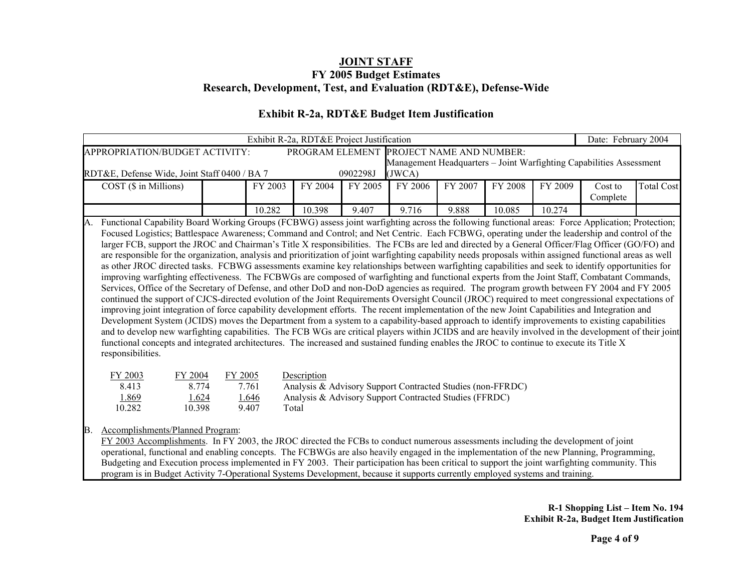# JOINT STAFF
## FY 2005 Budget Estimates
## Research, Development, Test, and Evaluation (RDT&E), Defense-Wide

### Exhibit R-2a, RDT&E Budget Item Justification

| Exhibit R-2a, RDT&E Project Justification | | | | | | | | | Date: February 2004 | |
|---|---|---|---|---|---|---|---|---|---|---|
| APPROPRIATION/BUDGET ACTIVITY: RDT&E, Defense Wide, Joint Staff 0400 / BA 7 | | PROGRAM ELEMENT 0902298J | | | PROJECT NAME AND NUMBER: Management Headquarters – Joint Warfighting Capabilities Assessment (JWCA) | | | | | |
| COST ($ in Millions) | | FY 2003 | FY 2004 | FY 2005 | FY 2006 | FY 2007 | FY 2008 | FY 2009 | Cost to Complete | Total Cost |
| | | 10.282 | 10.398 | 9.407 | 9.716 | 9.888 | 10.085 | 10.274 | | |

A. Functional Capability Board Working Groups (FCBWG) assess joint warfighting across the following functional areas: Force Application; Protection; Focused Logistics; Battlespace Awareness; Command and Control; and Net Centric. Each FCBWG, operating under the leadership and control of the larger FCB, support the JROC and Chairman's Title X responsibilities. The FCBs are led and directed by a General Officer/Flag Officer (GO/FO) and are responsible for the organization, analysis and prioritization of joint warfighting capability needs proposals within assigned functional areas as well as other JROC directed tasks. FCBWG assessments examine key relationships between warfighting capabilities and seek to identify opportunities for improving warfighting effectiveness. The FCBWGs are composed of warfighting and functional experts from the Joint Staff, Combatant Commands, Services, Office of the Secretary of Defense, and other DoD and non-DoD agencies as required. The program growth between FY 2004 and FY 2005 continued the support of CJCS-directed evolution of the Joint Requirements Oversight Council (JROC) required to meet congressional expectations of improving joint integration of force capability development efforts. The recent implementation of the new Joint Capabilities and Integration and Development System (JCIDS) moves the Department from a system to a capability-based approach to identify improvements to existing capabilities and to develop new warfighting capabilities. The FCB WGs are critical players within JCIDS and are heavily involved in the development of their joint functional concepts and integrated architectures. The increased and sustained funding enables the JROC to continue to execute its Title X responsibilities.

| FY 2003 | FY 2004 | FY 2005 | Description |
|---|---|---|---|
| 8.413 | 8.774 | 7.761 | Analysis & Advisory Support Contracted Studies (non-FFRDC) |
| 1.869 | 1.624 | 1.646 | Analysis & Advisory Support Contracted Studies (FFRDC) |
| 10.282 | 10.398 | 9.407 | Total |

B. Accomplishments/Planned Program:

FY 2003 Accomplishments. In FY 2003, the JROC directed the FCBs to conduct numerous assessments including the development of joint operational, functional and enabling concepts. The FCBWGs are also heavily engaged in the implementation of the new Planning, Programming, Budgeting and Execution process implemented in FY 2003. Their participation has been critical to support the joint warfighting community. This program is in Budget Activity 7-Operational Systems Development, because it supports currently employed systems and training.

**R-1 Shopping List – Item No. 194**
**Exhibit R-2a, Budget Item Justification**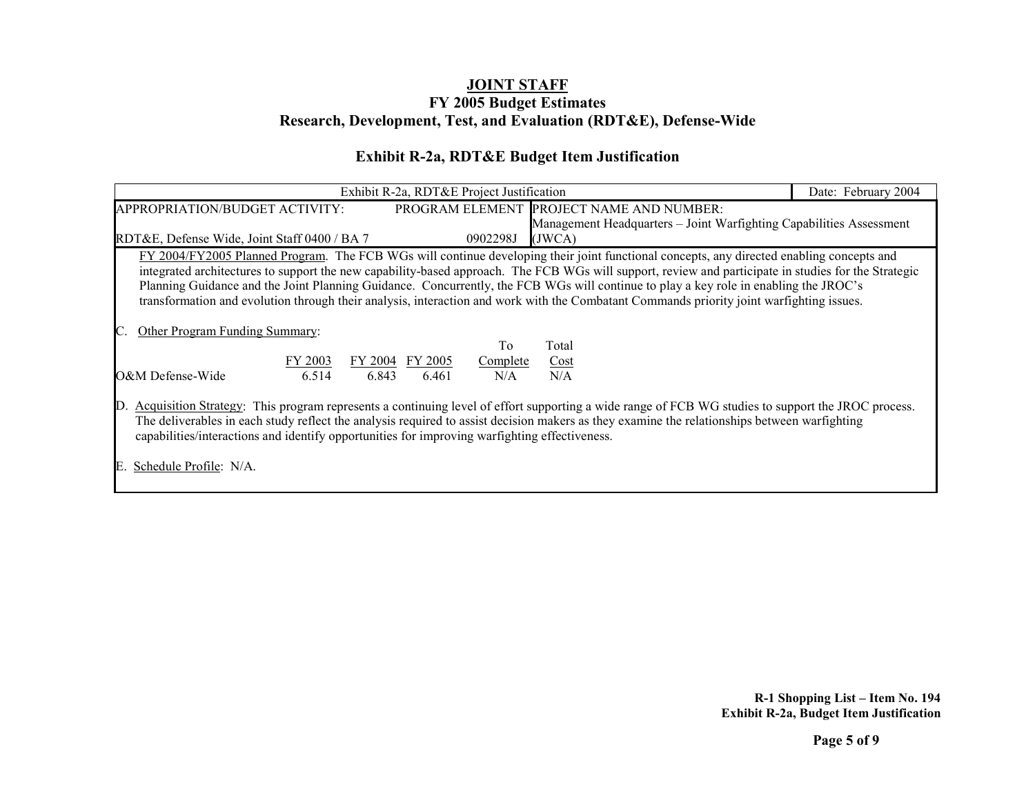**JOINT STAFF**
**FY 2005 Budget Estimates**
**Research, Development, Test, and Evaluation (RDT&E), Defense-Wide**

**Exhibit R-2a, RDT&E Budget Item Justification**

| Exhibit R-2a, RDT&E Project Justification | | Date: February 2004 |
|---|---|---|
| APPROPRIATION/BUDGET ACTIVITY: RDT&E, Defense Wide, Joint Staff 0400 / BA 7 | PROGRAM ELEMENT 0902298J | PROJECT NAME AND NUMBER: Management Headquarters – Joint Warfighting Capabilities Assessment (JWCA) |

FY 2004/FY2005 Planned Program. The FCB WGs will continue developing their joint functional concepts, any directed enabling concepts and integrated architectures to support the new capability-based approach. The FCB WGs will support, review and participate in studies for the Strategic Planning Guidance and the Joint Planning Guidance. Concurrently, the FCB WGs will continue to play a key role in enabling the JROC's transformation and evolution through their analysis, interaction and work with the Combatant Commands priority joint warfighting issues.

C. Other Program Funding Summary:

| | FY 2003 | FY 2004 | FY 2005 | To Complete | Total Cost |
|---|---|---|---|---|---|
| O&M Defense-Wide | 6.514 | 6.843 | 6.461 | N/A | N/A |

D. Acquisition Strategy: This program represents a continuing level of effort supporting a wide range of FCB WG studies to support the JROC process. The deliverables in each study reflect the analysis required to assist decision makers as they examine the relationships between warfighting capabilities/interactions and identify opportunities for improving warfighting effectiveness.

E. Schedule Profile: N/A.

**R-1 Shopping List – Item No. 194**
**Exhibit R-2a, Budget Item Justification**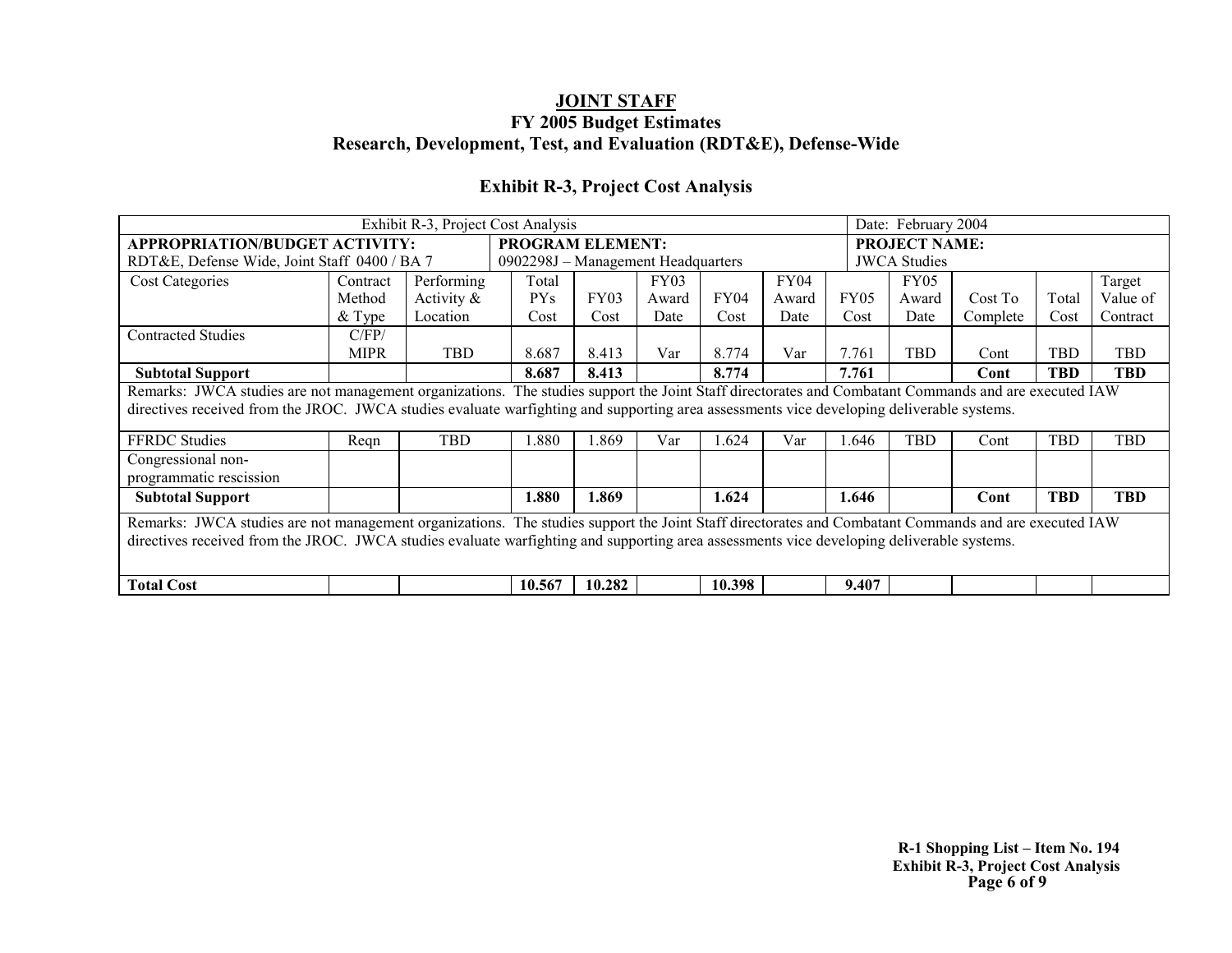# JOINT STAFF
## FY 2005 Budget Estimates
## Research, Development, Test, and Evaluation (RDT&E), Defense-Wide

### Exhibit R-3, Project Cost Analysis

| Exhibit R-3, Project Cost Analysis | | | | | | | | | Date: February 2004 | | | | |
|---|---|---|---|---|---|---|---|---|---|---|---|---|---|
| **APPROPRIATION/BUDGET ACTIVITY:** RDT&E, Defense Wide, Joint Staff 0400 / BA 7 | | | **PROGRAM ELEMENT:** 0902298J – Management Headquarters | | | | | | **PROJECT NAME:** JWCA Studies | | | | |
| Cost Categories | Contract Method & Type | Performing Activity & Location | Total PYs Cost | FY03 Cost | FY03 Award Date | FY04 Cost | FY04 Award Date | FY05 Cost | FY05 Award Date | Cost To Complete | Total Cost | Target Value of Contract | |
| Contracted Studies | C/FP/ MIPR | TBD | 8.687 | 8.413 | Var | 8.774 | Var | 7.761 | TBD | Cont | TBD | TBD | |
| **Subtotal Support** | | | **8.687** | **8.413** | | **8.774** | | **7.761** | | **Cont** | **TBD** | **TBD** | |
| Remarks: JWCA studies are not management organizations. The studies support the Joint Staff directorates and Combatant Commands and are executed IAW directives received from the JROC. JWCA studies evaluate warfighting and supporting area assessments vice developing deliverable systems. | | | | | | | | | | | | | |
| FFRDC Studies | Reqn | TBD | 1.880 | 1.869 | Var | 1.624 | Var | 1.646 | TBD | Cont | TBD | TBD | |
| Congressional non-programmatic rescission | | | | | | | | | | | | | |
| **Subtotal Support** | | | **1.880** | **1.869** | | **1.624** | | **1.646** | | **Cont** | **TBD** | **TBD** | |
| Remarks: JWCA studies are not management organizations. The studies support the Joint Staff directorates and Combatant Commands and are executed IAW directives received from the JROC. JWCA studies evaluate warfighting and supporting area assessments vice developing deliverable systems. | | | | | | | | | | | | | |
| **Total Cost** | | | **10.567** | **10.282** | | **10.398** | | **9.407** | | | | | |

**R-1 Shopping List – Item No. 194**
**Exhibit R-3, Project Cost Analysis**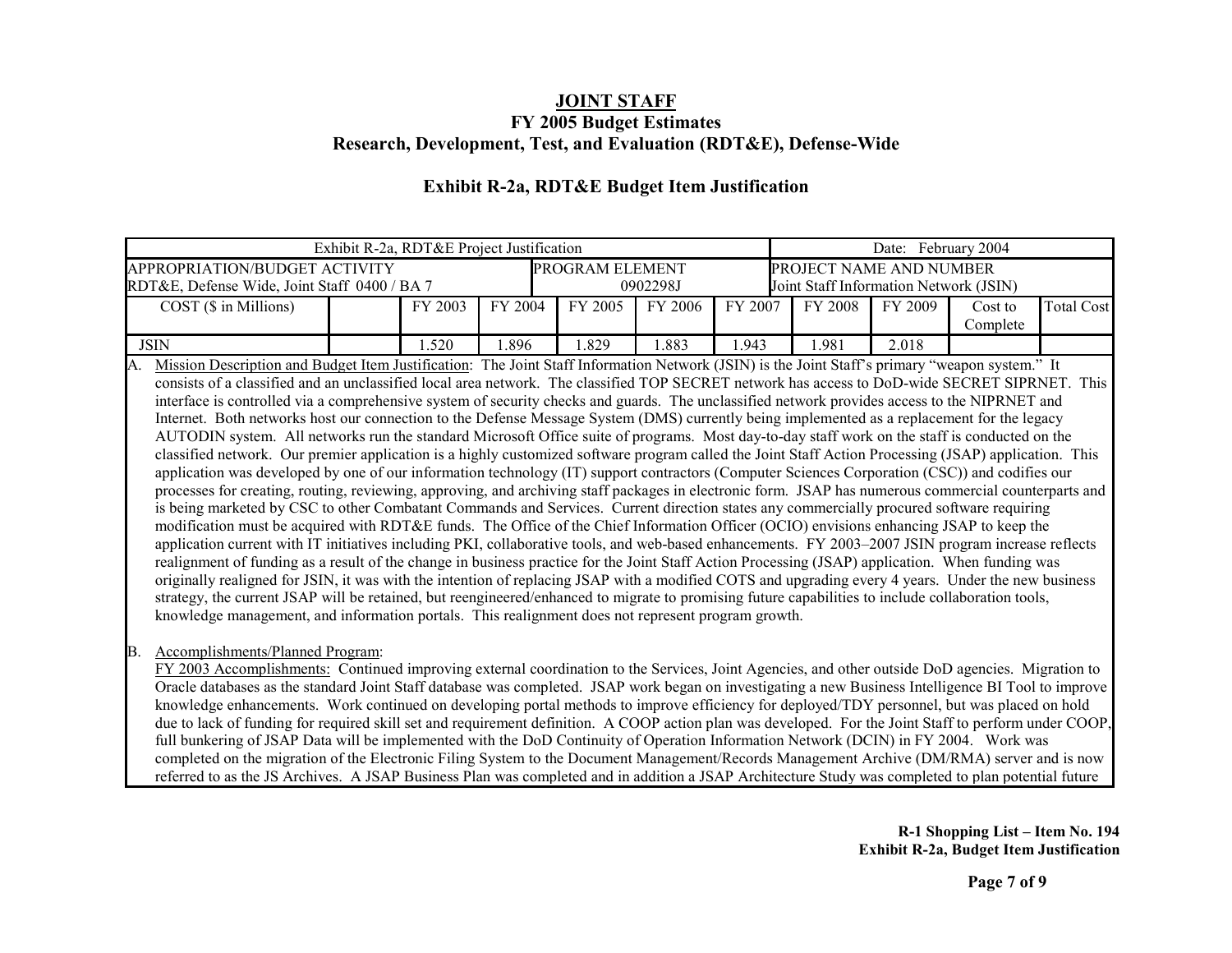# JOINT STAFF
## FY 2005 Budget Estimates
## Research, Development, Test, and Evaluation (RDT&E), Defense-Wide

### Exhibit R-2a, RDT&E Budget Item Justification

| Exhibit R-2a, RDT&E Project Justification | | | | | | | | | Date: February 2004 | |
|---|---|---|---|---|---|---|---|---|---|---|
| APPROPRIATION/BUDGET ACTIVITY<br>RDT&E, Defense Wide, Joint Staff 0400 / BA 7 | | | | PROGRAM ELEMENT<br>0902298J | | | PROJECT NAME AND NUMBER<br>Joint Staff Information Network (JSIN) | | | |
| COST ($ in Millions) | | FY 2003 | FY 2004 | FY 2005 | FY 2006 | FY 2007 | FY 2008 | FY 2009 | Cost to Complete | Total Cost |
| JSIN | | 1.520 | 1.896 | 1.829 | 1.883 | 1.943 | 1.981 | 2.018 | | |

A. Mission Description and Budget Item Justification: The Joint Staff Information Network (JSIN) is the Joint Staff's primary "weapon system." It consists of a classified and an unclassified local area network. The classified TOP SECRET network has access to DoD-wide SECRET SIPRNET. This interface is controlled via a comprehensive system of security checks and guards. The unclassified network provides access to the NIPRNET and Internet. Both networks host our connection to the Defense Message System (DMS) currently being implemented as a replacement for the legacy AUTODIN system. All networks run the standard Microsoft Office suite of programs. Most day-to-day staff work on the staff is conducted on the classified network. Our premier application is a highly customized software program called the Joint Staff Action Processing (JSAP) application. This application was developed by one of our information technology (IT) support contractors (Computer Sciences Corporation (CSC)) and codifies our processes for creating, routing, reviewing, approving, and archiving staff packages in electronic form. JSAP has numerous commercial counterparts and is being marketed by CSC to other Combatant Commands and Services. Current direction states any commercially procured software requiring modification must be acquired with RDT&E funds. The Office of the Chief Information Officer (OCIO) envisions enhancing JSAP to keep the application current with IT initiatives including PKI, collaborative tools, and web-based enhancements. FY 2003–2007 JSIN program increase reflects realignment of funding as a result of the change in business practice for the Joint Staff Action Processing (JSAP) application. When funding was originally realigned for JSIN, it was with the intention of replacing JSAP with a modified COTS and upgrading every 4 years. Under the new business strategy, the current JSAP will be retained, but reengineered/enhanced to migrate to promising future capabilities to include collaboration tools, knowledge management, and information portals. This realignment does not represent program growth.

B. Accomplishments/Planned Program:

FY 2003 Accomplishments: Continued improving external coordination to the Services, Joint Agencies, and other outside DoD agencies. Migration to Oracle databases as the standard Joint Staff database was completed. JSAP work began on investigating a new Business Intelligence BI Tool to improve knowledge enhancements. Work continued on developing portal methods to improve efficiency for deployed/TDY personnel, but was placed on hold due to lack of funding for required skill set and requirement definition. A COOP action plan was developed. For the Joint Staff to perform under COOP, full bunkering of JSAP Data will be implemented with the DoD Continuity of Operation Information Network (DCIN) in FY 2004. Work was completed on the migration of the Electronic Filing System to the Document Management/Records Management Archive (DM/RMA) server and is now referred to as the JS Archives. A JSAP Business Plan was completed and in addition a JSAP Architecture Study was completed to plan potential future

R-1 Shopping List – Item No. 194
Exhibit R-2a, Budget Item Justification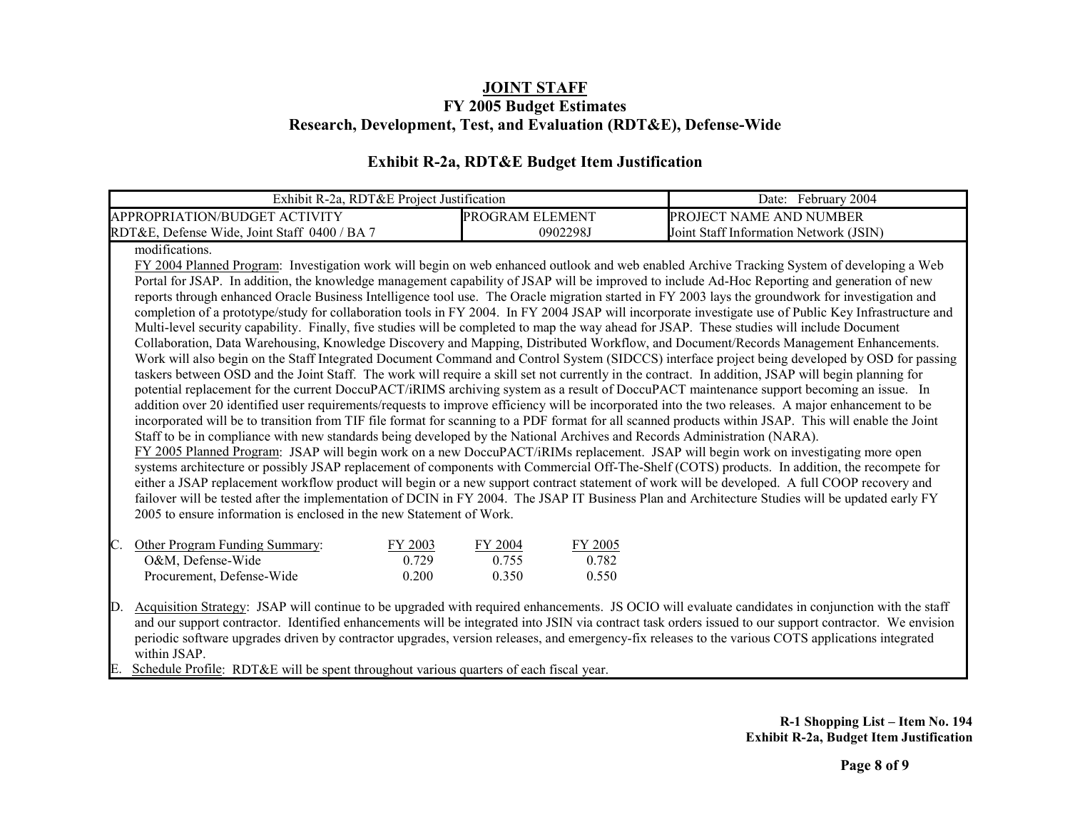# JOINT STAFF
## FY 2005 Budget Estimates
## Research, Development, Test, and Evaluation (RDT&E), Defense-Wide

### Exhibit R-2a, RDT&E Budget Item Justification

| Exhibit R-2a, RDT&E Project Justification | | Date: February 2004 |
|---|---|---|
| APPROPRIATION/BUDGET ACTIVITY<br>RDT&E, Defense Wide, Joint Staff 0400 / BA 7 | PROGRAM ELEMENT<br>0902298J | PROJECT NAME AND NUMBER<br>Joint Staff Information Network (JSIN) |

modifications.

FY 2004 Planned Program: Investigation work will begin on web enhanced outlook and web enabled Archive Tracking System of developing a Web Portal for JSAP. In addition, the knowledge management capability of JSAP will be improved to include Ad-Hoc Reporting and generation of new reports through enhanced Oracle Business Intelligence tool use. The Oracle migration started in FY 2003 lays the groundwork for investigation and completion of a prototype/study for collaboration tools in FY 2004. In FY 2004 JSAP will incorporate investigate use of Public Key Infrastructure and Multi-level security capability. Finally, five studies will be completed to map the way ahead for JSAP. These studies will include Document Collaboration, Data Warehousing, Knowledge Discovery and Mapping, Distributed Workflow, and Document/Records Management Enhancements. Work will also begin on the Staff Integrated Document Command and Control System (SIDCCS) interface project being developed by OSD for passing taskers between OSD and the Joint Staff. The work will require a skill set not currently in the contract. In addition, JSAP will begin planning for potential replacement for the current DoccuPACT/iRIMS archiving system as a result of DoccuPACT maintenance support becoming an issue. In addition over 20 identified user requirements/requests to improve efficiency will be incorporated into the two releases. A major enhancement to be incorporated will be to transition from TIF file format for scanning to a PDF format for all scanned products within JSAP. This will enable the Joint Staff to be in compliance with new standards being developed by the National Archives and Records Administration (NARA).

FY 2005 Planned Program: JSAP will begin work on a new DoccuPACT/iRIMs replacement. JSAP will begin work on investigating more open systems architecture or possibly JSAP replacement of components with Commercial Off-The-Shelf (COTS) products. In addition, the recompete for either a JSAP replacement workflow product will begin or a new support contract statement of work will be developed. A full COOP recovery and failover will be tested after the implementation of DCIN in FY 2004. The JSAP IT Business Plan and Architecture Studies will be updated early FY 2005 to ensure information is enclosed in the new Statement of Work.

C. Other Program Funding Summary:

| | FY 2003 | FY 2004 | FY 2005 |
|---|---|---|---|
| O&M, Defense-Wide | 0.729 | 0.755 | 0.782 |
| Procurement, Defense-Wide | 0.200 | 0.350 | 0.550 |

D. Acquisition Strategy: JSAP will continue to be upgraded with required enhancements. JS OCIO will evaluate candidates in conjunction with the staff and our support contractor. Identified enhancements will be integrated into JSIN via contract task orders issued to our support contractor. We envision periodic software upgrades driven by contractor upgrades, version releases, and emergency-fix releases to the various COTS applications integrated within JSAP.

E. Schedule Profile: RDT&E will be spent throughout various quarters of each fiscal year.

**R-1 Shopping List – Item No. 194**
**Exhibit R-2a, Budget Item Justification**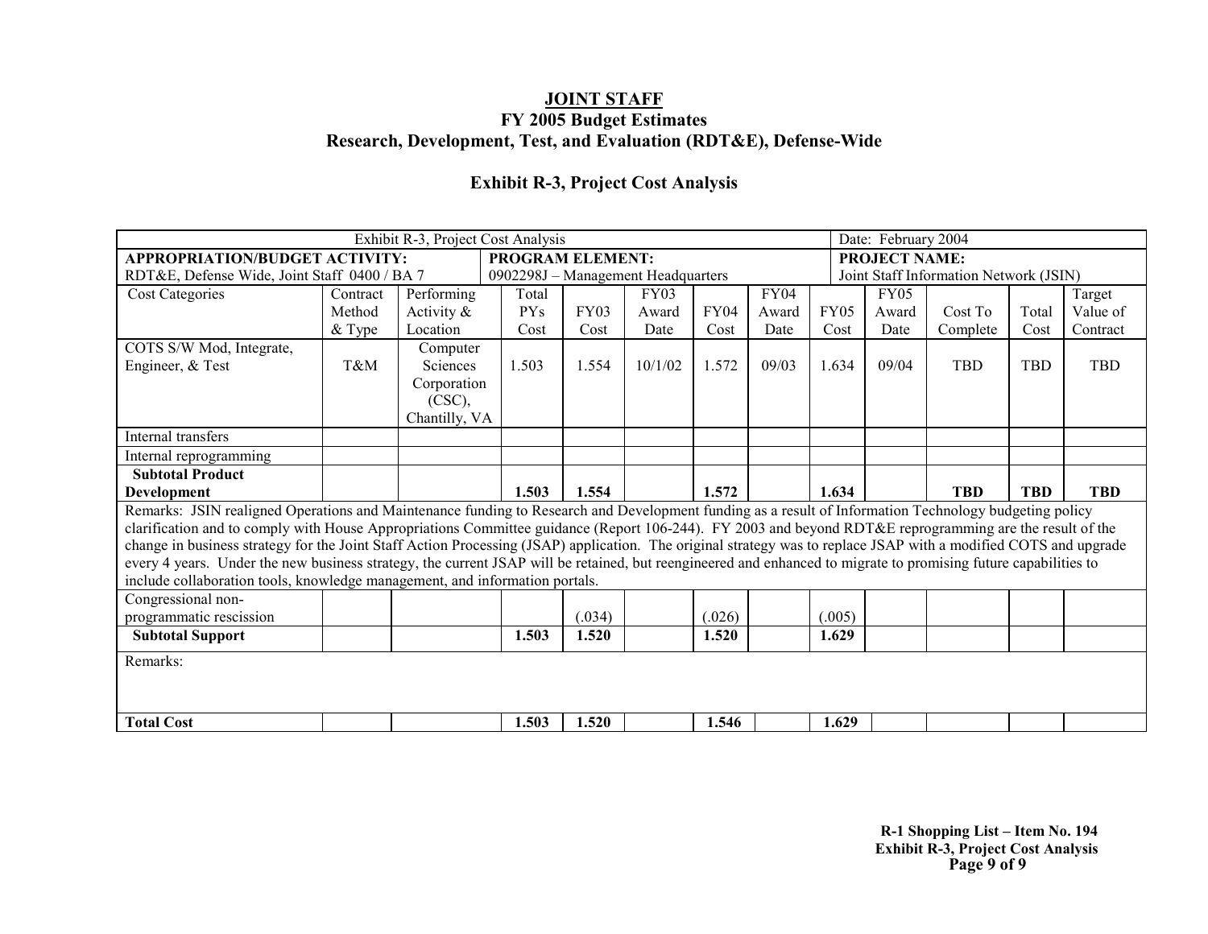# JOINT STAFF
## FY 2005 Budget Estimates
## Research, Development, Test, and Evaluation (RDT&E), Defense-Wide

### Exhibit R-3, Project Cost Analysis

| Exhibit R-3, Project Cost Analysis | | | | | | | | | | Date: February 2004 | | | |
|---|---|---|---|---|---|---|---|---|---|---|---|---|---|
| **APPROPRIATION/BUDGET ACTIVITY:** RDT&E, Defense Wide, Joint Staff 0400 / BA 7 | | | **PROGRAM ELEMENT:** 0902298J – Management Headquarters | | | | | | | **PROJECT NAME:** Joint Staff Information Network (JSIN) | | | |
| Cost Categories | Contract Method & Type | Performing Activity & Location | Total PYs Cost | FY03 Cost | FY03 Award Date | FY04 Cost | FY04 Award Date | FY05 Cost | FY05 Award Date | Cost To Complete | Total Cost | Target Value of Contract | |
| COTS S/W Mod, Integrate, Engineer, & Test | T&M | Computer Sciences Corporation (CSC), Chantilly, VA | 1.503 | 1.554 | 10/1/02 | 1.572 | 09/03 | 1.634 | 09/04 | TBD | TBD | TBD | |
| Internal transfers | | | | | | | | | | | | | |
| Internal reprogramming | | | | | | | | | | | | | |
| **Subtotal Product Development** | | | **1.503** | **1.554** | | **1.572** | | **1.634** | | **TBD** | **TBD** | **TBD** | |
| Remarks: JSIN realigned Operations and Maintenance funding to Research and Development funding as a result of Information Technology budgeting policy clarification and to comply with House Appropriations Committee guidance (Report 106-244). FY 2003 and beyond RDT&E reprogramming are the result of the change in business strategy for the Joint Staff Action Processing (JSAP) application. The original strategy was to replace JSAP with a modified COTS and upgrade every 4 years. Under the new business strategy, the current JSAP will be retained, but reengineered and enhanced to migrate to promising future capabilities to include collaboration tools, knowledge management, and information portals. | | | | | | | | | | | | | |
| Congressional non-programmatic rescission | | | | (.034) | | (.026) | | (.005) | | | | | |
| **Subtotal Support** | | | **1.503** | **1.520** | | **1.520** | | **1.629** | | | | | |
| Remarks: | | | | | | | | | | | | | |
| **Total Cost** | | | **1.503** | **1.520** | | **1.546** | | **1.629** | | | | | |

R-1 Shopping List – Item No. 194
Exhibit R-3, Project Cost Analysis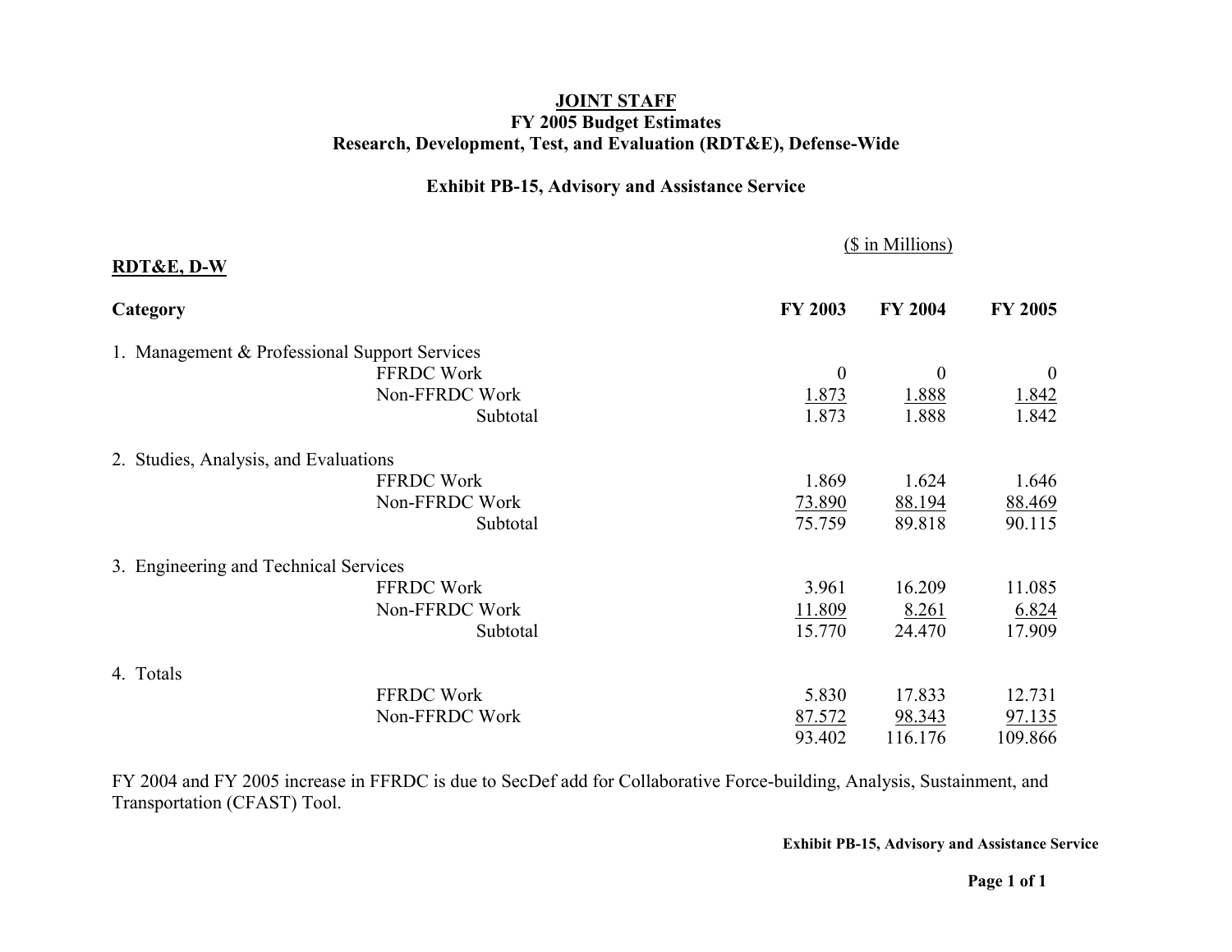**JOINT STAFF**
**FY 2005 Budget Estimates**
**Research, Development, Test, and Evaluation (RDT&E), Defense-Wide**

**Exhibit PB-15, Advisory and Assistance Service**

**RDT&E, D-W**

| Category | | | FY 2003 | FY 2004 | FY 2005 |
|---|---|---|---|---|---|
| | | | ($ in Millions) | | |
| 1. Management & Professional Support Services | | | | | |
| | FFRDC Work | | 0 | 0 | 0 |
| | Non-FFRDC Work | | 1.873 | 1.888 | 1.842 |
| | | Subtotal | 1.873 | 1.888 | 1.842 |
| 2. Studies, Analysis, and Evaluations | | | | | |
| | FFRDC Work | | 1.869 | 1.624 | 1.646 |
| | Non-FFRDC Work | | 73.890 | 88.194 | 88.469 |
| | | Subtotal | 75.759 | 89.818 | 90.115 |
| 3. Engineering and Technical Services | | | | | |
| | FFRDC Work | | 3.961 | 16.209 | 11.085 |
| | Non-FFRDC Work | | 11.809 | 8.261 | 6.824 |
| | | Subtotal | 15.770 | 24.470 | 17.909 |
| 4. Totals | | | | | |
| | FFRDC Work | | 5.830 | 17.833 | 12.731 |
| | Non-FFRDC Work | | 87.572 | 98.343 | 97.135 |
| | | | 93.402 | 116.176 | 109.866 |

FY 2004 and FY 2005 increase in FFRDC is due to SecDef add for Collaborative Force-building, Analysis, Sustainment, and Transportation (CFAST) Tool.